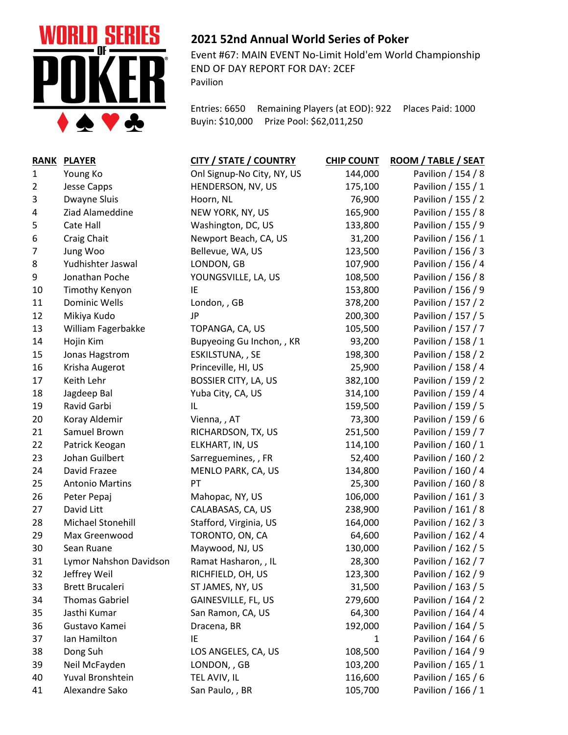WORLD SERIES OF POKER

## 2021 52nd Annual World Series of Poker

Event #67: MAIN EVENT No-Limit Hold'em World Championship
END OF DAY REPORT FOR DAY: 2CEF
Pavilion

Entries: 6650 Remaining Players (at EOD): 922 Places Paid: 1000
Buyin: $10,000 Prize Pool: $62,011,250

| RANK | PLAYER | CITY / STATE / COUNTRY | CHIP COUNT | ROOM / TABLE / SEAT |
|---|---|---|---|---|
| 1 | Young Ko | Onl Signup-No City, NY, US | 144,000 | Pavilion / 154 / 8 |
| 2 | Jesse Capps | HENDERSON, NV, US | 175,100 | Pavilion / 155 / 1 |
| 3 | Dwayne Sluis | Hoorn, NL | 76,900 | Pavilion / 155 / 2 |
| 4 | Ziad Alameddine | NEW YORK, NY, US | 165,900 | Pavilion / 155 / 8 |
| 5 | Cate Hall | Washington, DC, US | 133,800 | Pavilion / 155 / 9 |
| 6 | Craig Chait | Newport Beach, CA, US | 31,200 | Pavilion / 156 / 1 |
| 7 | Jung Woo | Bellevue, WA, US | 123,500 | Pavilion / 156 / 3 |
| 8 | Yudhishter Jaswal | LONDON, GB | 107,900 | Pavilion / 156 / 4 |
| 9 | Jonathan Poche | YOUNGSVILLE, LA, US | 108,500 | Pavilion / 156 / 8 |
| 10 | Timothy Kenyon | IE | 153,800 | Pavilion / 156 / 9 |
| 11 | Dominic Wells | London, , GB | 378,200 | Pavilion / 157 / 2 |
| 12 | Mikiya Kudo | JP | 200,300 | Pavilion / 157 / 5 |
| 13 | William Fagerbakke | TOPANGA, CA, US | 105,500 | Pavilion / 157 / 7 |
| 14 | Hojin Kim | Bupyeoing Gu Inchon, , KR | 93,200 | Pavilion / 158 / 1 |
| 15 | Jonas Hagstrom | ESKILSTUNA, , SE | 198,300 | Pavilion / 158 / 2 |
| 16 | Krisha Augerot | Princeville, HI, US | 25,900 | Pavilion / 158 / 4 |
| 17 | Keith Lehr | BOSSIER CITY, LA, US | 382,100 | Pavilion / 159 / 2 |
| 18 | Jagdeep Bal | Yuba City, CA, US | 314,100 | Pavilion / 159 / 4 |
| 19 | Ravid Garbi | IL | 159,500 | Pavilion / 159 / 5 |
| 20 | Koray Aldemir | Vienna, , AT | 73,300 | Pavilion / 159 / 6 |
| 21 | Samuel Brown | RICHARDSON, TX, US | 251,500 | Pavilion / 159 / 7 |
| 22 | Patrick Keogan | ELKHART, IN, US | 114,100 | Pavilion / 160 / 1 |
| 23 | Johan Guilbert | Sarreguemines, , FR | 52,400 | Pavilion / 160 / 2 |
| 24 | David Frazee | MENLO PARK, CA, US | 134,800 | Pavilion / 160 / 4 |
| 25 | Antonio Martins | PT | 25,300 | Pavilion / 160 / 8 |
| 26 | Peter Pepaj | Mahopac, NY, US | 106,000 | Pavilion / 161 / 3 |
| 27 | David Litt | CALABASAS, CA, US | 238,900 | Pavilion / 161 / 8 |
| 28 | Michael Stonehill | Stafford, Virginia, US | 164,000 | Pavilion / 162 / 3 |
| 29 | Max Greenwood | TORONTO, ON, CA | 64,600 | Pavilion / 162 / 4 |
| 30 | Sean Ruane | Maywood, NJ, US | 130,000 | Pavilion / 162 / 5 |
| 31 | Lymor Nahshon Davidson | Ramat Hasharon, , IL | 28,300 | Pavilion / 162 / 7 |
| 32 | Jeffrey Weil | RICHFIELD, OH, US | 123,300 | Pavilion / 162 / 9 |
| 33 | Brett Brucaleri | ST JAMES, NY, US | 31,500 | Pavilion / 163 / 5 |
| 34 | Thomas Gabriel | GAINESVILLE, FL, US | 279,600 | Pavilion / 164 / 2 |
| 35 | Jasthi Kumar | San Ramon, CA, US | 64,300 | Pavilion / 164 / 4 |
| 36 | Gustavo Kamei | Dracena, BR | 192,000 | Pavilion / 164 / 5 |
| 37 | Ian Hamilton | IE | 1 | Pavilion / 164 / 6 |
| 38 | Dong Suh | LOS ANGELES, CA, US | 108,500 | Pavilion / 164 / 9 |
| 39 | Neil McFayden | LONDON, , GB | 103,200 | Pavilion / 165 / 1 |
| 40 | Yuval Bronshtein | TEL AVIV, IL | 116,600 | Pavilion / 165 / 6 |
| 41 | Alexandre Sako | San Paulo, , BR | 105,700 | Pavilion / 166 / 1 |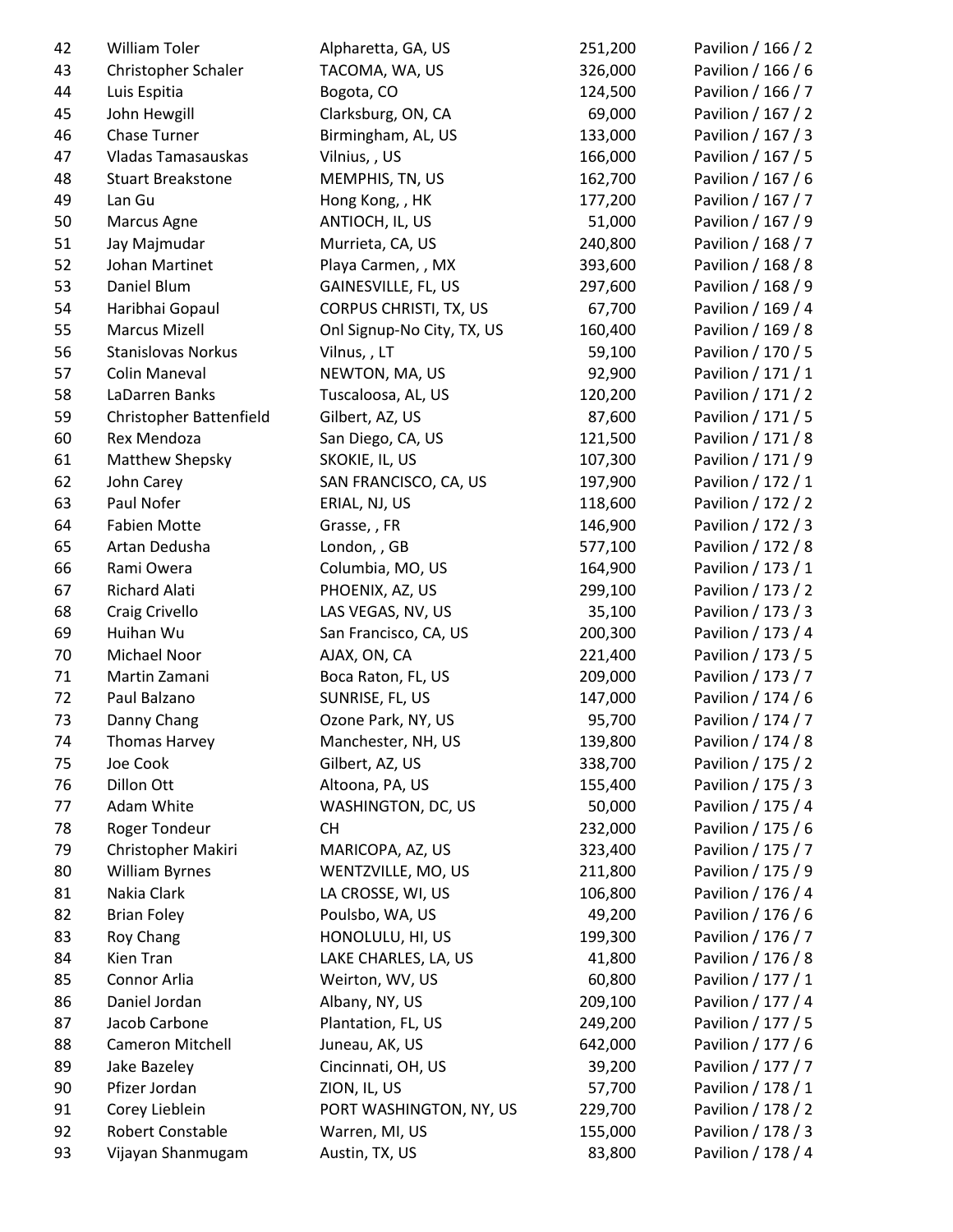| | | | | |
|---|---|---|---|---|
| 42 | William Toler | Alpharetta, GA, US | 251,200 | Pavilion / 166 / 2 |
| 43 | Christopher Schaler | TACOMA, WA, US | 326,000 | Pavilion / 166 / 6 |
| 44 | Luis Espitia | Bogota, CO | 124,500 | Pavilion / 166 / 7 |
| 45 | John Hewgill | Clarksburg, ON, CA | 69,000 | Pavilion / 167 / 2 |
| 46 | Chase Turner | Birmingham, AL, US | 133,000 | Pavilion / 167 / 3 |
| 47 | Vladas Tamasauskas | Vilnius, , US | 166,000 | Pavilion / 167 / 5 |
| 48 | Stuart Breakstone | MEMPHIS, TN, US | 162,700 | Pavilion / 167 / 6 |
| 49 | Lan Gu | Hong Kong, , HK | 177,200 | Pavilion / 167 / 7 |
| 50 | Marcus Agne | ANTIOCH, IL, US | 51,000 | Pavilion / 167 / 9 |
| 51 | Jay Majmudar | Murrieta, CA, US | 240,800 | Pavilion / 168 / 7 |
| 52 | Johan Martinet | Playa Carmen, , MX | 393,600 | Pavilion / 168 / 8 |
| 53 | Daniel Blum | GAINESVILLE, FL, US | 297,600 | Pavilion / 168 / 9 |
| 54 | Haribhai Gopaul | CORPUS CHRISTI, TX, US | 67,700 | Pavilion / 169 / 4 |
| 55 | Marcus Mizell | Onl Signup-No City, TX, US | 160,400 | Pavilion / 169 / 8 |
| 56 | Stanislovas Norkus | Vilnus, , LT | 59,100 | Pavilion / 170 / 5 |
| 57 | Colin Maneval | NEWTON, MA, US | 92,900 | Pavilion / 171 / 1 |
| 58 | LaDarren Banks | Tuscaloosa, AL, US | 120,200 | Pavilion / 171 / 2 |
| 59 | Christopher Battenfield | Gilbert, AZ, US | 87,600 | Pavilion / 171 / 5 |
| 60 | Rex Mendoza | San Diego, CA, US | 121,500 | Pavilion / 171 / 8 |
| 61 | Matthew Shepsky | SKOKIE, IL, US | 107,300 | Pavilion / 171 / 9 |
| 62 | John Carey | SAN FRANCISCO, CA, US | 197,900 | Pavilion / 172 / 1 |
| 63 | Paul Nofer | ERIAL, NJ, US | 118,600 | Pavilion / 172 / 2 |
| 64 | Fabien Motte | Grasse, , FR | 146,900 | Pavilion / 172 / 3 |
| 65 | Artan Dedusha | London, , GB | 577,100 | Pavilion / 172 / 8 |
| 66 | Rami Owera | Columbia, MO, US | 164,900 | Pavilion / 173 / 1 |
| 67 | Richard Alati | PHOENIX, AZ, US | 299,100 | Pavilion / 173 / 2 |
| 68 | Craig Crivello | LAS VEGAS, NV, US | 35,100 | Pavilion / 173 / 3 |
| 69 | Huihan Wu | San Francisco, CA, US | 200,300 | Pavilion / 173 / 4 |
| 70 | Michael Noor | AJAX, ON, CA | 221,400 | Pavilion / 173 / 5 |
| 71 | Martin Zamani | Boca Raton, FL, US | 209,000 | Pavilion / 173 / 7 |
| 72 | Paul Balzano | SUNRISE, FL, US | 147,000 | Pavilion / 174 / 6 |
| 73 | Danny Chang | Ozone Park, NY, US | 95,700 | Pavilion / 174 / 7 |
| 74 | Thomas Harvey | Manchester, NH, US | 139,800 | Pavilion / 174 / 8 |
| 75 | Joe Cook | Gilbert, AZ, US | 338,700 | Pavilion / 175 / 2 |
| 76 | Dillon Ott | Altoona, PA, US | 155,400 | Pavilion / 175 / 3 |
| 77 | Adam White | WASHINGTON, DC, US | 50,000 | Pavilion / 175 / 4 |
| 78 | Roger Tondeur | CH | 232,000 | Pavilion / 175 / 6 |
| 79 | Christopher Makiri | MARICOPA, AZ, US | 323,400 | Pavilion / 175 / 7 |
| 80 | William Byrnes | WENTZVILLE, MO, US | 211,800 | Pavilion / 175 / 9 |
| 81 | Nakia Clark | LA CROSSE, WI, US | 106,800 | Pavilion / 176 / 4 |
| 82 | Brian Foley | Poulsbo, WA, US | 49,200 | Pavilion / 176 / 6 |
| 83 | Roy Chang | HONOLULU, HI, US | 199,300 | Pavilion / 176 / 7 |
| 84 | Kien Tran | LAKE CHARLES, LA, US | 41,800 | Pavilion / 176 / 8 |
| 85 | Connor Arlia | Weirton, WV, US | 60,800 | Pavilion / 177 / 1 |
| 86 | Daniel Jordan | Albany, NY, US | 209,100 | Pavilion / 177 / 4 |
| 87 | Jacob Carbone | Plantation, FL, US | 249,200 | Pavilion / 177 / 5 |
| 88 | Cameron Mitchell | Juneau, AK, US | 642,000 | Pavilion / 177 / 6 |
| 89 | Jake Bazeley | Cincinnati, OH, US | 39,200 | Pavilion / 177 / 7 |
| 90 | Pfizer Jordan | ZION, IL, US | 57,700 | Pavilion / 178 / 1 |
| 91 | Corey Lieblein | PORT WASHINGTON, NY, US | 229,700 | Pavilion / 178 / 2 |
| 92 | Robert Constable | Warren, MI, US | 155,000 | Pavilion / 178 / 3 |
| 93 | Vijayan Shanmugam | Austin, TX, US | 83,800 | Pavilion / 178 / 4 |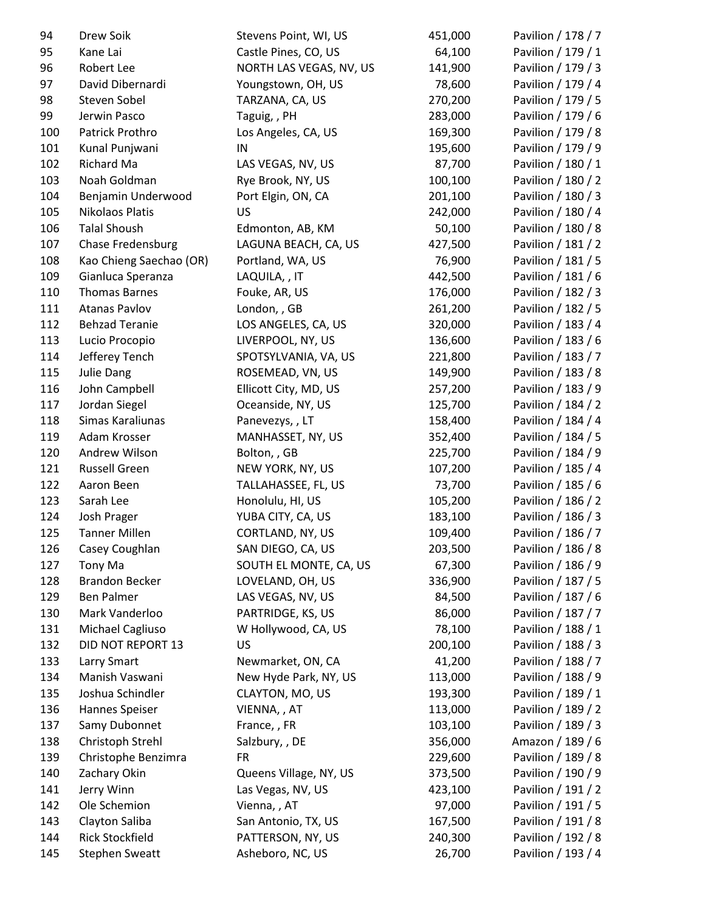| | | | | |
|---|---|---|---|---|
| 94 | Drew Soik | Stevens Point, WI, US | 451,000 | Pavilion / 178 / 7 |
| 95 | Kane Lai | Castle Pines, CO, US | 64,100 | Pavilion / 179 / 1 |
| 96 | Robert Lee | NORTH LAS VEGAS, NV, US | 141,900 | Pavilion / 179 / 3 |
| 97 | David Dibernardi | Youngstown, OH, US | 78,600 | Pavilion / 179 / 4 |
| 98 | Steven Sobel | TARZANA, CA, US | 270,200 | Pavilion / 179 / 5 |
| 99 | Jerwin Pasco | Taguig, , PH | 283,000 | Pavilion / 179 / 6 |
| 100 | Patrick Prothro | Los Angeles, CA, US | 169,300 | Pavilion / 179 / 8 |
| 101 | Kunal Punjwani | IN | 195,600 | Pavilion / 179 / 9 |
| 102 | Richard Ma | LAS VEGAS, NV, US | 87,700 | Pavilion / 180 / 1 |
| 103 | Noah Goldman | Rye Brook, NY, US | 100,100 | Pavilion / 180 / 2 |
| 104 | Benjamin Underwood | Port Elgin, ON, CA | 201,100 | Pavilion / 180 / 3 |
| 105 | Nikolaos Platis | US | 242,000 | Pavilion / 180 / 4 |
| 106 | Talal Shoush | Edmonton, AB, KM | 50,100 | Pavilion / 180 / 8 |
| 107 | Chase Fredensburg | LAGUNA BEACH, CA, US | 427,500 | Pavilion / 181 / 2 |
| 108 | Kao Chieng Saechao (OR) | Portland, WA, US | 76,900 | Pavilion / 181 / 5 |
| 109 | Gianluca Speranza | LAQUILA, , IT | 442,500 | Pavilion / 181 / 6 |
| 110 | Thomas Barnes | Fouke, AR, US | 176,000 | Pavilion / 182 / 3 |
| 111 | Atanas Pavlov | London, , GB | 261,200 | Pavilion / 182 / 5 |
| 112 | Behzad Teranie | LOS ANGELES, CA, US | 320,000 | Pavilion / 183 / 4 |
| 113 | Lucio Procopio | LIVERPOOL, NY, US | 136,600 | Pavilion / 183 / 6 |
| 114 | Jefferey Tench | SPOTSYLVANIA, VA, US | 221,800 | Pavilion / 183 / 7 |
| 115 | Julie Dang | ROSEMEAD, VN, US | 149,900 | Pavilion / 183 / 8 |
| 116 | John Campbell | Ellicott City, MD, US | 257,200 | Pavilion / 183 / 9 |
| 117 | Jordan Siegel | Oceanside, NY, US | 125,700 | Pavilion / 184 / 2 |
| 118 | Simas Karaliunas | Panevezys, , LT | 158,400 | Pavilion / 184 / 4 |
| 119 | Adam Krosser | MANHASSET, NY, US | 352,400 | Pavilion / 184 / 5 |
| 120 | Andrew Wilson | Bolton, , GB | 225,700 | Pavilion / 184 / 9 |
| 121 | Russell Green | NEW YORK, NY, US | 107,200 | Pavilion / 185 / 4 |
| 122 | Aaron Been | TALLAHASSEE, FL, US | 73,700 | Pavilion / 185 / 6 |
| 123 | Sarah Lee | Honolulu, HI, US | 105,200 | Pavilion / 186 / 2 |
| 124 | Josh Prager | YUBA CITY, CA, US | 183,100 | Pavilion / 186 / 3 |
| 125 | Tanner Millen | CORTLAND, NY, US | 109,400 | Pavilion / 186 / 7 |
| 126 | Casey Coughlan | SAN DIEGO, CA, US | 203,500 | Pavilion / 186 / 8 |
| 127 | Tony Ma | SOUTH EL MONTE, CA, US | 67,300 | Pavilion / 186 / 9 |
| 128 | Brandon Becker | LOVELAND, OH, US | 336,900 | Pavilion / 187 / 5 |
| 129 | Ben Palmer | LAS VEGAS, NV, US | 84,500 | Pavilion / 187 / 6 |
| 130 | Mark Vanderloo | PARTRIDGE, KS, US | 86,000 | Pavilion / 187 / 7 |
| 131 | Michael Cagliuso | W Hollywood, CA, US | 78,100 | Pavilion / 188 / 1 |
| 132 | DID NOT REPORT 13 | US | 200,100 | Pavilion / 188 / 3 |
| 133 | Larry Smart | Newmarket, ON, CA | 41,200 | Pavilion / 188 / 7 |
| 134 | Manish Vaswani | New Hyde Park, NY, US | 113,000 | Pavilion / 188 / 9 |
| 135 | Joshua Schindler | CLAYTON, MO, US | 193,300 | Pavilion / 189 / 1 |
| 136 | Hannes Speiser | VIENNA, , AT | 113,000 | Pavilion / 189 / 2 |
| 137 | Samy Dubonnet | France, , FR | 103,100 | Pavilion / 189 / 3 |
| 138 | Christoph Strehl | Salzbury, , DE | 356,000 | Amazon / 189 / 6 |
| 139 | Christophe Benzimra | FR | 229,600 | Pavilion / 189 / 8 |
| 140 | Zachary Okin | Queens Village, NY, US | 373,500 | Pavilion / 190 / 9 |
| 141 | Jerry Winn | Las Vegas, NV, US | 423,100 | Pavilion / 191 / 2 |
| 142 | Ole Schemion | Vienna, , AT | 97,000 | Pavilion / 191 / 5 |
| 143 | Clayton Saliba | San Antonio, TX, US | 167,500 | Pavilion / 191 / 8 |
| 144 | Rick Stockfield | PATTERSON, NY, US | 240,300 | Pavilion / 192 / 8 |
| 145 | Stephen Sweatt | Asheboro, NC, US | 26,700 | Pavilion / 193 / 4 |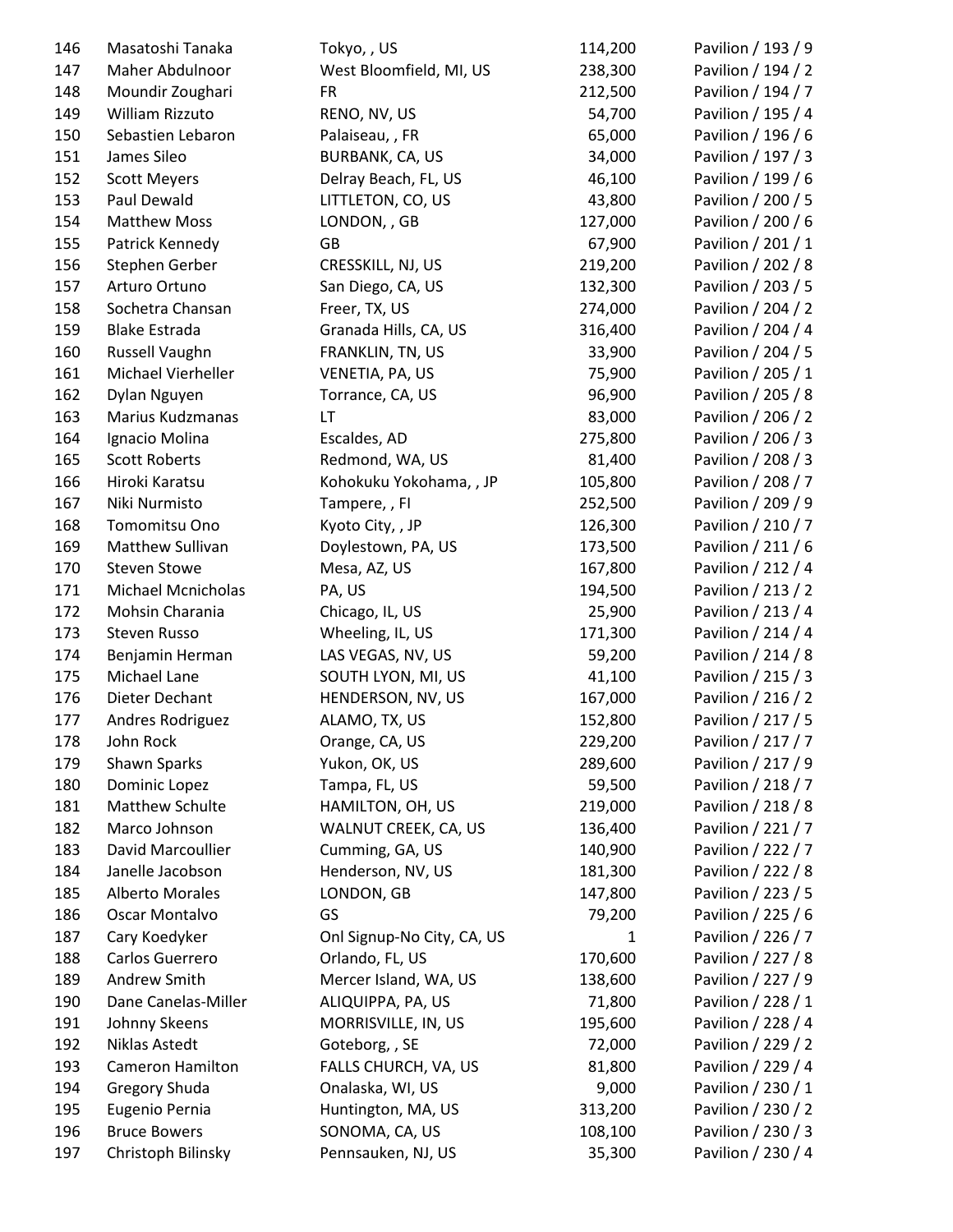| | | | | |
|---|---|---|---|---|
| 146 | Masatoshi Tanaka | Tokyo, , US | 114,200 | Pavilion / 193 / 9 |
| 147 | Maher Abdulnoor | West Bloomfield, MI, US | 238,300 | Pavilion / 194 / 2 |
| 148 | Moundir Zoughari | FR | 212,500 | Pavilion / 194 / 7 |
| 149 | William Rizzuto | RENO, NV, US | 54,700 | Pavilion / 195 / 4 |
| 150 | Sebastien Lebaron | Palaiseau, , FR | 65,000 | Pavilion / 196 / 6 |
| 151 | James Sileo | BURBANK, CA, US | 34,000 | Pavilion / 197 / 3 |
| 152 | Scott Meyers | Delray Beach, FL, US | 46,100 | Pavilion / 199 / 6 |
| 153 | Paul Dewald | LITTLETON, CO, US | 43,800 | Pavilion / 200 / 5 |
| 154 | Matthew Moss | LONDON, , GB | 127,000 | Pavilion / 200 / 6 |
| 155 | Patrick Kennedy | GB | 67,900 | Pavilion / 201 / 1 |
| 156 | Stephen Gerber | CRESSKILL, NJ, US | 219,200 | Pavilion / 202 / 8 |
| 157 | Arturo Ortuno | San Diego, CA, US | 132,300 | Pavilion / 203 / 5 |
| 158 | Sochetra Chansan | Freer, TX, US | 274,000 | Pavilion / 204 / 2 |
| 159 | Blake Estrada | Granada Hills, CA, US | 316,400 | Pavilion / 204 / 4 |
| 160 | Russell Vaughn | FRANKLIN, TN, US | 33,900 | Pavilion / 204 / 5 |
| 161 | Michael Vierheller | VENETIA, PA, US | 75,900 | Pavilion / 205 / 1 |
| 162 | Dylan Nguyen | Torrance, CA, US | 96,900 | Pavilion / 205 / 8 |
| 163 | Marius Kudzmanas | LT | 83,000 | Pavilion / 206 / 2 |
| 164 | Ignacio Molina | Escaldes, AD | 275,800 | Pavilion / 206 / 3 |
| 165 | Scott Roberts | Redmond, WA, US | 81,400 | Pavilion / 208 / 3 |
| 166 | Hiroki Karatsu | Kohokuku Yokohama, , JP | 105,800 | Pavilion / 208 / 7 |
| 167 | Niki Nurmisto | Tampere, , FI | 252,500 | Pavilion / 209 / 9 |
| 168 | Tomomitsu Ono | Kyoto City, , JP | 126,300 | Pavilion / 210 / 7 |
| 169 | Matthew Sullivan | Doylestown, PA, US | 173,500 | Pavilion / 211 / 6 |
| 170 | Steven Stowe | Mesa, AZ, US | 167,800 | Pavilion / 212 / 4 |
| 171 | Michael Mcnicholas | PA, US | 194,500 | Pavilion / 213 / 2 |
| 172 | Mohsin Charania | Chicago, IL, US | 25,900 | Pavilion / 213 / 4 |
| 173 | Steven Russo | Wheeling, IL, US | 171,300 | Pavilion / 214 / 4 |
| 174 | Benjamin Herman | LAS VEGAS, NV, US | 59,200 | Pavilion / 214 / 8 |
| 175 | Michael Lane | SOUTH LYON, MI, US | 41,100 | Pavilion / 215 / 3 |
| 176 | Dieter Dechant | HENDERSON, NV, US | 167,000 | Pavilion / 216 / 2 |
| 177 | Andres Rodriguez | ALAMO, TX, US | 152,800 | Pavilion / 217 / 5 |
| 178 | John Rock | Orange, CA, US | 229,200 | Pavilion / 217 / 7 |
| 179 | Shawn Sparks | Yukon, OK, US | 289,600 | Pavilion / 217 / 9 |
| 180 | Dominic Lopez | Tampa, FL, US | 59,500 | Pavilion / 218 / 7 |
| 181 | Matthew Schulte | HAMILTON, OH, US | 219,000 | Pavilion / 218 / 8 |
| 182 | Marco Johnson | WALNUT CREEK, CA, US | 136,400 | Pavilion / 221 / 7 |
| 183 | David Marcoullier | Cumming, GA, US | 140,900 | Pavilion / 222 / 7 |
| 184 | Janelle Jacobson | Henderson, NV, US | 181,300 | Pavilion / 222 / 8 |
| 185 | Alberto Morales | LONDON, GB | 147,800 | Pavilion / 223 / 5 |
| 186 | Oscar Montalvo | GS | 79,200 | Pavilion / 225 / 6 |
| 187 | Cary Koedyker | Onl Signup-No City, CA, US | 1 | Pavilion / 226 / 7 |
| 188 | Carlos Guerrero | Orlando, FL, US | 170,600 | Pavilion / 227 / 8 |
| 189 | Andrew Smith | Mercer Island, WA, US | 138,600 | Pavilion / 227 / 9 |
| 190 | Dane Canelas-Miller | ALIQUIPPA, PA, US | 71,800 | Pavilion / 228 / 1 |
| 191 | Johnny Skeens | MORRISVILLE, IN, US | 195,600 | Pavilion / 228 / 4 |
| 192 | Niklas Astedt | Goteborg, , SE | 72,000 | Pavilion / 229 / 2 |
| 193 | Cameron Hamilton | FALLS CHURCH, VA, US | 81,800 | Pavilion / 229 / 4 |
| 194 | Gregory Shuda | Onalaska, WI, US | 9,000 | Pavilion / 230 / 1 |
| 195 | Eugenio Pernia | Huntington, MA, US | 313,200 | Pavilion / 230 / 2 |
| 196 | Bruce Bowers | SONOMA, CA, US | 108,100 | Pavilion / 230 / 3 |
| 197 | Christoph Bilinsky | Pennsauken, NJ, US | 35,300 | Pavilion / 230 / 4 |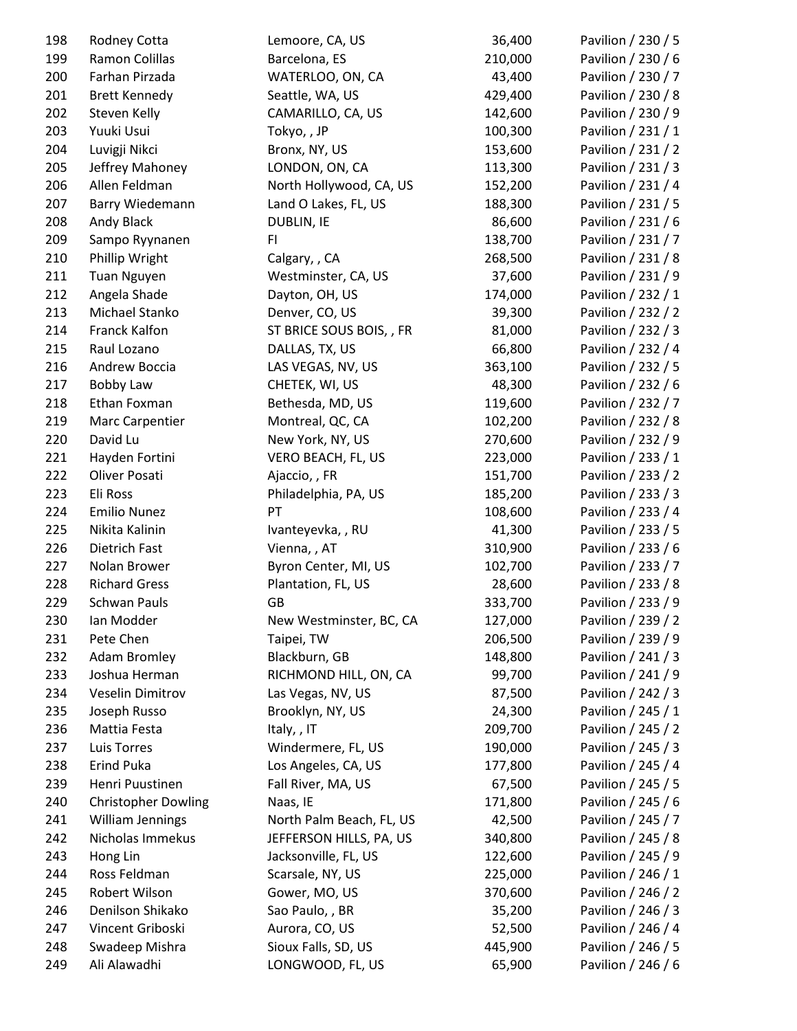| | | | | |
|---|---|---|---|---|
| 198 | Rodney Cotta | Lemoore, CA, US | 36,400 | Pavilion / 230 / 5 |
| 199 | Ramon Colillas | Barcelona, ES | 210,000 | Pavilion / 230 / 6 |
| 200 | Farhan Pirzada | WATERLOO, ON, CA | 43,400 | Pavilion / 230 / 7 |
| 201 | Brett Kennedy | Seattle, WA, US | 429,400 | Pavilion / 230 / 8 |
| 202 | Steven Kelly | CAMARILLO, CA, US | 142,600 | Pavilion / 230 / 9 |
| 203 | Yuuki Usui | Tokyo, , JP | 100,300 | Pavilion / 231 / 1 |
| 204 | Luvigji Nikci | Bronx, NY, US | 153,600 | Pavilion / 231 / 2 |
| 205 | Jeffrey Mahoney | LONDON, ON, CA | 113,300 | Pavilion / 231 / 3 |
| 206 | Allen Feldman | North Hollywood, CA, US | 152,200 | Pavilion / 231 / 4 |
| 207 | Barry Wiedemann | Land O Lakes, FL, US | 188,300 | Pavilion / 231 / 5 |
| 208 | Andy Black | DUBLIN, IE | 86,600 | Pavilion / 231 / 6 |
| 209 | Sampo Ryynanen | FI | 138,700 | Pavilion / 231 / 7 |
| 210 | Phillip Wright | Calgary, , CA | 268,500 | Pavilion / 231 / 8 |
| 211 | Tuan Nguyen | Westminster, CA, US | 37,600 | Pavilion / 231 / 9 |
| 212 | Angela Shade | Dayton, OH, US | 174,000 | Pavilion / 232 / 1 |
| 213 | Michael Stanko | Denver, CO, US | 39,300 | Pavilion / 232 / 2 |
| 214 | Franck Kalfon | ST BRICE SOUS BOIS, , FR | 81,000 | Pavilion / 232 / 3 |
| 215 | Raul Lozano | DALLAS, TX, US | 66,800 | Pavilion / 232 / 4 |
| 216 | Andrew Boccia | LAS VEGAS, NV, US | 363,100 | Pavilion / 232 / 5 |
| 217 | Bobby Law | CHETEK, WI, US | 48,300 | Pavilion / 232 / 6 |
| 218 | Ethan Foxman | Bethesda, MD, US | 119,600 | Pavilion / 232 / 7 |
| 219 | Marc Carpentier | Montreal, QC, CA | 102,200 | Pavilion / 232 / 8 |
| 220 | David Lu | New York, NY, US | 270,600 | Pavilion / 232 / 9 |
| 221 | Hayden Fortini | VERO BEACH, FL, US | 223,000 | Pavilion / 233 / 1 |
| 222 | Oliver Posati | Ajaccio, , FR | 151,700 | Pavilion / 233 / 2 |
| 223 | Eli Ross | Philadelphia, PA, US | 185,200 | Pavilion / 233 / 3 |
| 224 | Emilio Nunez | PT | 108,600 | Pavilion / 233 / 4 |
| 225 | Nikita Kalinin | Ivanteyevka, , RU | 41,300 | Pavilion / 233 / 5 |
| 226 | Dietrich Fast | Vienna, , AT | 310,900 | Pavilion / 233 / 6 |
| 227 | Nolan Brower | Byron Center, MI, US | 102,700 | Pavilion / 233 / 7 |
| 228 | Richard Gress | Plantation, FL, US | 28,600 | Pavilion / 233 / 8 |
| 229 | Schwan Pauls | GB | 333,700 | Pavilion / 233 / 9 |
| 230 | Ian Modder | New Westminster, BC, CA | 127,000 | Pavilion / 239 / 2 |
| 231 | Pete Chen | Taipei, TW | 206,500 | Pavilion / 239 / 9 |
| 232 | Adam Bromley | Blackburn, GB | 148,800 | Pavilion / 241 / 3 |
| 233 | Joshua Herman | RICHMOND HILL, ON, CA | 99,700 | Pavilion / 241 / 9 |
| 234 | Veselin Dimitrov | Las Vegas, NV, US | 87,500 | Pavilion / 242 / 3 |
| 235 | Joseph Russo | Brooklyn, NY, US | 24,300 | Pavilion / 245 / 1 |
| 236 | Mattia Festa | Italy, , IT | 209,700 | Pavilion / 245 / 2 |
| 237 | Luis Torres | Windermere, FL, US | 190,000 | Pavilion / 245 / 3 |
| 238 | Erind Puka | Los Angeles, CA, US | 177,800 | Pavilion / 245 / 4 |
| 239 | Henri Puustinen | Fall River, MA, US | 67,500 | Pavilion / 245 / 5 |
| 240 | Christopher Dowling | Naas, IE | 171,800 | Pavilion / 245 / 6 |
| 241 | William Jennings | North Palm Beach, FL, US | 42,500 | Pavilion / 245 / 7 |
| 242 | Nicholas Immekus | JEFFERSON HILLS, PA, US | 340,800 | Pavilion / 245 / 8 |
| 243 | Hong Lin | Jacksonville, FL, US | 122,600 | Pavilion / 245 / 9 |
| 244 | Ross Feldman | Scarsale, NY, US | 225,000 | Pavilion / 246 / 1 |
| 245 | Robert Wilson | Gower, MO, US | 370,600 | Pavilion / 246 / 2 |
| 246 | Denilson Shikako | Sao Paulo, , BR | 35,200 | Pavilion / 246 / 3 |
| 247 | Vincent Griboski | Aurora, CO, US | 52,500 | Pavilion / 246 / 4 |
| 248 | Swadeep Mishra | Sioux Falls, SD, US | 445,900 | Pavilion / 246 / 5 |
| 249 | Ali Alawadhi | LONGWOOD, FL, US | 65,900 | Pavilion / 246 / 6 |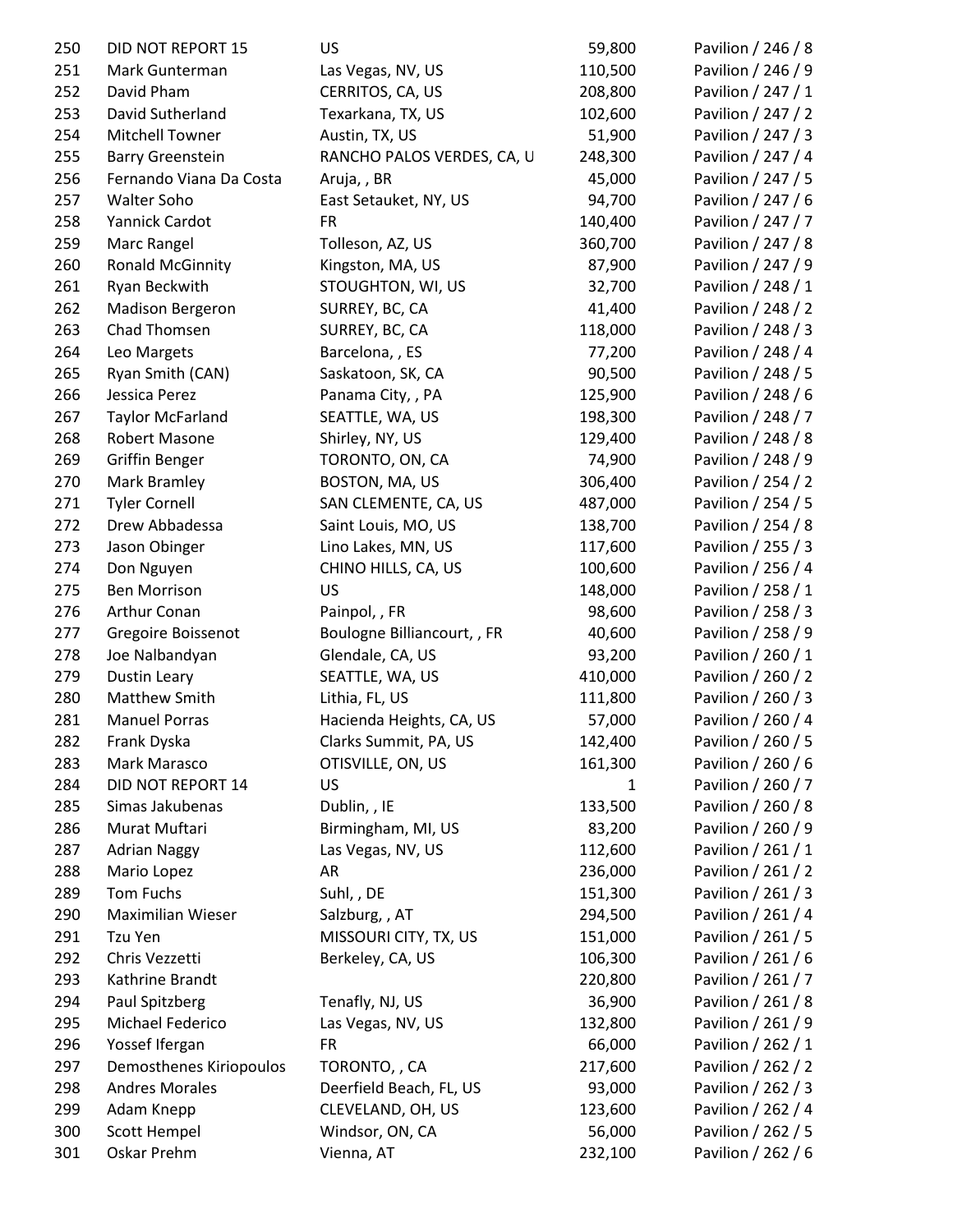| | | | | |
|---|---|---|---|---|
| 250 | DID NOT REPORT 15 | US | 59,800 | Pavilion / 246 / 8 |
| 251 | Mark Gunterman | Las Vegas, NV, US | 110,500 | Pavilion / 246 / 9 |
| 252 | David Pham | CERRITOS, CA, US | 208,800 | Pavilion / 247 / 1 |
| 253 | David Sutherland | Texarkana, TX, US | 102,600 | Pavilion / 247 / 2 |
| 254 | Mitchell Towner | Austin, TX, US | 51,900 | Pavilion / 247 / 3 |
| 255 | Barry Greenstein | RANCHO PALOS VERDES, CA, U | 248,300 | Pavilion / 247 / 4 |
| 256 | Fernando Viana Da Costa | Aruja, , BR | 45,000 | Pavilion / 247 / 5 |
| 257 | Walter Soho | East Setauket, NY, US | 94,700 | Pavilion / 247 / 6 |
| 258 | Yannick Cardot | FR | 140,400 | Pavilion / 247 / 7 |
| 259 | Marc Rangel | Tolleson, AZ, US | 360,700 | Pavilion / 247 / 8 |
| 260 | Ronald McGinnity | Kingston, MA, US | 87,900 | Pavilion / 247 / 9 |
| 261 | Ryan Beckwith | STOUGHTON, WI, US | 32,700 | Pavilion / 248 / 1 |
| 262 | Madison Bergeron | SURREY, BC, CA | 41,400 | Pavilion / 248 / 2 |
| 263 | Chad Thomsen | SURREY, BC, CA | 118,000 | Pavilion / 248 / 3 |
| 264 | Leo Margets | Barcelona, , ES | 77,200 | Pavilion / 248 / 4 |
| 265 | Ryan Smith (CAN) | Saskatoon, SK, CA | 90,500 | Pavilion / 248 / 5 |
| 266 | Jessica Perez | Panama City, , PA | 125,900 | Pavilion / 248 / 6 |
| 267 | Taylor McFarland | SEATTLE, WA, US | 198,300 | Pavilion / 248 / 7 |
| 268 | Robert Masone | Shirley, NY, US | 129,400 | Pavilion / 248 / 8 |
| 269 | Griffin Benger | TORONTO, ON, CA | 74,900 | Pavilion / 248 / 9 |
| 270 | Mark Bramley | BOSTON, MA, US | 306,400 | Pavilion / 254 / 2 |
| 271 | Tyler Cornell | SAN CLEMENTE, CA, US | 487,000 | Pavilion / 254 / 5 |
| 272 | Drew Abbadessa | Saint Louis, MO, US | 138,700 | Pavilion / 254 / 8 |
| 273 | Jason Obinger | Lino Lakes, MN, US | 117,600 | Pavilion / 255 / 3 |
| 274 | Don Nguyen | CHINO HILLS, CA, US | 100,600 | Pavilion / 256 / 4 |
| 275 | Ben Morrison | US | 148,000 | Pavilion / 258 / 1 |
| 276 | Arthur Conan | Painpol, , FR | 98,600 | Pavilion / 258 / 3 |
| 277 | Gregoire Boissenot | Boulogne Billiancourt, , FR | 40,600 | Pavilion / 258 / 9 |
| 278 | Joe Nalbandyan | Glendale, CA, US | 93,200 | Pavilion / 260 / 1 |
| 279 | Dustin Leary | SEATTLE, WA, US | 410,000 | Pavilion / 260 / 2 |
| 280 | Matthew Smith | Lithia, FL, US | 111,800 | Pavilion / 260 / 3 |
| 281 | Manuel Porras | Hacienda Heights, CA, US | 57,000 | Pavilion / 260 / 4 |
| 282 | Frank Dyska | Clarks Summit, PA, US | 142,400 | Pavilion / 260 / 5 |
| 283 | Mark Marasco | OTISVILLE, ON, US | 161,300 | Pavilion / 260 / 6 |
| 284 | DID NOT REPORT 14 | US | 1 | Pavilion / 260 / 7 |
| 285 | Simas Jakubenas | Dublin, , IE | 133,500 | Pavilion / 260 / 8 |
| 286 | Murat Muftari | Birmingham, MI, US | 83,200 | Pavilion / 260 / 9 |
| 287 | Adrian Naggy | Las Vegas, NV, US | 112,600 | Pavilion / 261 / 1 |
| 288 | Mario Lopez | AR | 236,000 | Pavilion / 261 / 2 |
| 289 | Tom Fuchs | Suhl, , DE | 151,300 | Pavilion / 261 / 3 |
| 290 | Maximilian Wieser | Salzburg, , AT | 294,500 | Pavilion / 261 / 4 |
| 291 | Tzu Yen | MISSOURI CITY, TX, US | 151,000 | Pavilion / 261 / 5 |
| 292 | Chris Vezzetti | Berkeley, CA, US | 106,300 | Pavilion / 261 / 6 |
| 293 | Kathrine Brandt | | 220,800 | Pavilion / 261 / 7 |
| 294 | Paul Spitzberg | Tenafly, NJ, US | 36,900 | Pavilion / 261 / 8 |
| 295 | Michael Federico | Las Vegas, NV, US | 132,800 | Pavilion / 261 / 9 |
| 296 | Yossef Ifergan | FR | 66,000 | Pavilion / 262 / 1 |
| 297 | Demosthenes Kiriopoulos | TORONTO, , CA | 217,600 | Pavilion / 262 / 2 |
| 298 | Andres Morales | Deerfield Beach, FL, US | 93,000 | Pavilion / 262 / 3 |
| 299 | Adam Knepp | CLEVELAND, OH, US | 123,600 | Pavilion / 262 / 4 |
| 300 | Scott Hempel | Windsor, ON, CA | 56,000 | Pavilion / 262 / 5 |
| 301 | Oskar Prehm | Vienna, AT | 232,100 | Pavilion / 262 / 6 |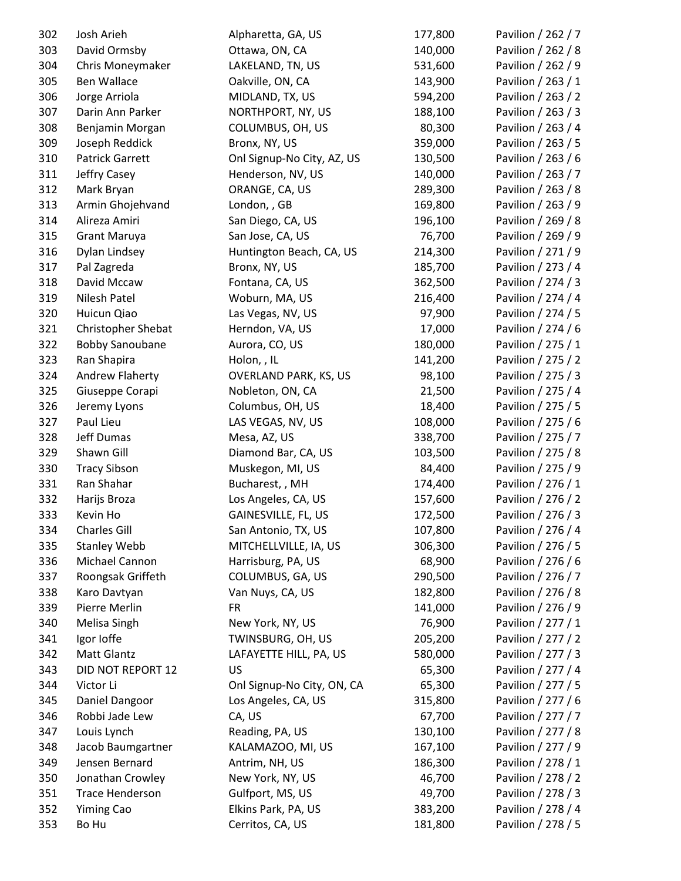| | | | | |
|---|---|---|---|---|
| 302 | Josh Arieh | Alpharetta, GA, US | 177,800 | Pavilion / 262 / 7 |
| 303 | David Ormsby | Ottawa, ON, CA | 140,000 | Pavilion / 262 / 8 |
| 304 | Chris Moneymaker | LAKELAND, TN, US | 531,600 | Pavilion / 262 / 9 |
| 305 | Ben Wallace | Oakville, ON, CA | 143,900 | Pavilion / 263 / 1 |
| 306 | Jorge Arriola | MIDLAND, TX, US | 594,200 | Pavilion / 263 / 2 |
| 307 | Darin Ann Parker | NORTHPORT, NY, US | 188,100 | Pavilion / 263 / 3 |
| 308 | Benjamin Morgan | COLUMBUS, OH, US | 80,300 | Pavilion / 263 / 4 |
| 309 | Joseph Reddick | Bronx, NY, US | 359,000 | Pavilion / 263 / 5 |
| 310 | Patrick Garrett | Onl Signup-No City, AZ, US | 130,500 | Pavilion / 263 / 6 |
| 311 | Jeffry Casey | Henderson, NV, US | 140,000 | Pavilion / 263 / 7 |
| 312 | Mark Bryan | ORANGE, CA, US | 289,300 | Pavilion / 263 / 8 |
| 313 | Armin Ghojehvand | London, , GB | 169,800 | Pavilion / 263 / 9 |
| 314 | Alireza Amiri | San Diego, CA, US | 196,100 | Pavilion / 269 / 8 |
| 315 | Grant Maruya | San Jose, CA, US | 76,700 | Pavilion / 269 / 9 |
| 316 | Dylan Lindsey | Huntington Beach, CA, US | 214,300 | Pavilion / 271 / 9 |
| 317 | Pal Zagreda | Bronx, NY, US | 185,700 | Pavilion / 273 / 4 |
| 318 | David Mccaw | Fontana, CA, US | 362,500 | Pavilion / 274 / 3 |
| 319 | Nilesh Patel | Woburn, MA, US | 216,400 | Pavilion / 274 / 4 |
| 320 | Huicun Qiao | Las Vegas, NV, US | 97,900 | Pavilion / 274 / 5 |
| 321 | Christopher Shebat | Herndon, VA, US | 17,000 | Pavilion / 274 / 6 |
| 322 | Bobby Sanoubane | Aurora, CO, US | 180,000 | Pavilion / 275 / 1 |
| 323 | Ran Shapira | Holon, , IL | 141,200 | Pavilion / 275 / 2 |
| 324 | Andrew Flaherty | OVERLAND PARK, KS, US | 98,100 | Pavilion / 275 / 3 |
| 325 | Giuseppe Corapi | Nobleton, ON, CA | 21,500 | Pavilion / 275 / 4 |
| 326 | Jeremy Lyons | Columbus, OH, US | 18,400 | Pavilion / 275 / 5 |
| 327 | Paul Lieu | LAS VEGAS, NV, US | 108,000 | Pavilion / 275 / 6 |
| 328 | Jeff Dumas | Mesa, AZ, US | 338,700 | Pavilion / 275 / 7 |
| 329 | Shawn Gill | Diamond Bar, CA, US | 103,500 | Pavilion / 275 / 8 |
| 330 | Tracy Sibson | Muskegon, MI, US | 84,400 | Pavilion / 275 / 9 |
| 331 | Ran Shahar | Bucharest, , MH | 174,400 | Pavilion / 276 / 1 |
| 332 | Harijs Broza | Los Angeles, CA, US | 157,600 | Pavilion / 276 / 2 |
| 333 | Kevin Ho | GAINESVILLE, FL, US | 172,500 | Pavilion / 276 / 3 |
| 334 | Charles Gill | San Antonio, TX, US | 107,800 | Pavilion / 276 / 4 |
| 335 | Stanley Webb | MITCHELLVILLE, IA, US | 306,300 | Pavilion / 276 / 5 |
| 336 | Michael Cannon | Harrisburg, PA, US | 68,900 | Pavilion / 276 / 6 |
| 337 | Roongsak Griffeth | COLUMBUS, GA, US | 290,500 | Pavilion / 276 / 7 |
| 338 | Karo Davtyan | Van Nuys, CA, US | 182,800 | Pavilion / 276 / 8 |
| 339 | Pierre Merlin | FR | 141,000 | Pavilion / 276 / 9 |
| 340 | Melisa Singh | New York, NY, US | 76,900 | Pavilion / 277 / 1 |
| 341 | Igor Ioffe | TWINSBURG, OH, US | 205,200 | Pavilion / 277 / 2 |
| 342 | Matt Glantz | LAFAYETTE HILL, PA, US | 580,000 | Pavilion / 277 / 3 |
| 343 | DID NOT REPORT 12 | US | 65,300 | Pavilion / 277 / 4 |
| 344 | Victor Li | Onl Signup-No City, ON, CA | 65,300 | Pavilion / 277 / 5 |
| 345 | Daniel Dangoor | Los Angeles, CA, US | 315,800 | Pavilion / 277 / 6 |
| 346 | Robbi Jade Lew | CA, US | 67,700 | Pavilion / 277 / 7 |
| 347 | Louis Lynch | Reading, PA, US | 130,100 | Pavilion / 277 / 8 |
| 348 | Jacob Baumgartner | KALAMAZOO, MI, US | 167,100 | Pavilion / 277 / 9 |
| 349 | Jensen Bernard | Antrim, NH, US | 186,300 | Pavilion / 278 / 1 |
| 350 | Jonathan Crowley | New York, NY, US | 46,700 | Pavilion / 278 / 2 |
| 351 | Trace Henderson | Gulfport, MS, US | 49,700 | Pavilion / 278 / 3 |
| 352 | Yiming Cao | Elkins Park, PA, US | 383,200 | Pavilion / 278 / 4 |
| 353 | Bo Hu | Cerritos, CA, US | 181,800 | Pavilion / 278 / 5 |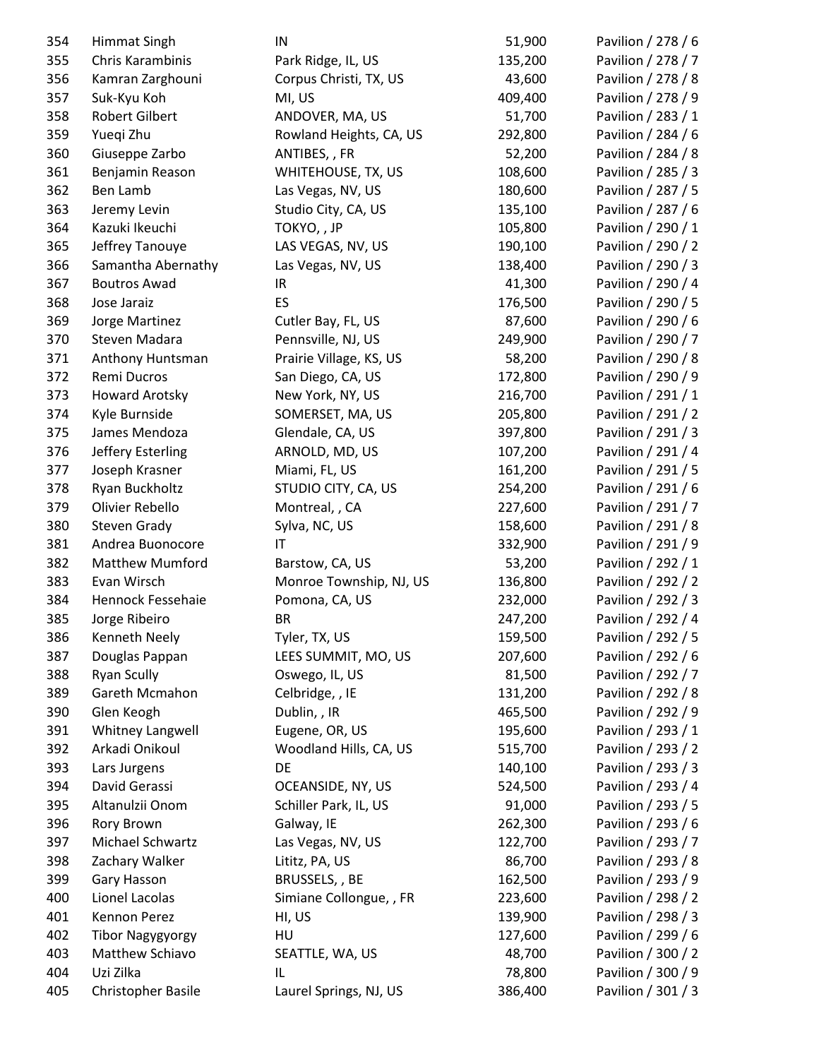| | | | | |
|---|---|---|---|---|
| 354 | Himmat Singh | IN | 51,900 | Pavilion / 278 / 6 |
| 355 | Chris Karambinis | Park Ridge, IL, US | 135,200 | Pavilion / 278 / 7 |
| 356 | Kamran Zarghouni | Corpus Christi, TX, US | 43,600 | Pavilion / 278 / 8 |
| 357 | Suk-Kyu Koh | MI, US | 409,400 | Pavilion / 278 / 9 |
| 358 | Robert Gilbert | ANDOVER, MA, US | 51,700 | Pavilion / 283 / 1 |
| 359 | Yueqi Zhu | Rowland Heights, CA, US | 292,800 | Pavilion / 284 / 6 |
| 360 | Giuseppe Zarbo | ANTIBES, , FR | 52,200 | Pavilion / 284 / 8 |
| 361 | Benjamin Reason | WHITEHOUSE, TX, US | 108,600 | Pavilion / 285 / 3 |
| 362 | Ben Lamb | Las Vegas, NV, US | 180,600 | Pavilion / 287 / 5 |
| 363 | Jeremy Levin | Studio City, CA, US | 135,100 | Pavilion / 287 / 6 |
| 364 | Kazuki Ikeuchi | TOKYO, , JP | 105,800 | Pavilion / 290 / 1 |
| 365 | Jeffrey Tanouye | LAS VEGAS, NV, US | 190,100 | Pavilion / 290 / 2 |
| 366 | Samantha Abernathy | Las Vegas, NV, US | 138,400 | Pavilion / 290 / 3 |
| 367 | Boutros Awad | IR | 41,300 | Pavilion / 290 / 4 |
| 368 | Jose Jaraiz | ES | 176,500 | Pavilion / 290 / 5 |
| 369 | Jorge Martinez | Cutler Bay, FL, US | 87,600 | Pavilion / 290 / 6 |
| 370 | Steven Madara | Pennsville, NJ, US | 249,900 | Pavilion / 290 / 7 |
| 371 | Anthony Huntsman | Prairie Village, KS, US | 58,200 | Pavilion / 290 / 8 |
| 372 | Remi Ducros | San Diego, CA, US | 172,800 | Pavilion / 290 / 9 |
| 373 | Howard Arotsky | New York, NY, US | 216,700 | Pavilion / 291 / 1 |
| 374 | Kyle Burnside | SOMERSET, MA, US | 205,800 | Pavilion / 291 / 2 |
| 375 | James Mendoza | Glendale, CA, US | 397,800 | Pavilion / 291 / 3 |
| 376 | Jeffery Esterling | ARNOLD, MD, US | 107,200 | Pavilion / 291 / 4 |
| 377 | Joseph Krasner | Miami, FL, US | 161,200 | Pavilion / 291 / 5 |
| 378 | Ryan Buckholtz | STUDIO CITY, CA, US | 254,200 | Pavilion / 291 / 6 |
| 379 | Olivier Rebello | Montreal, , CA | 227,600 | Pavilion / 291 / 7 |
| 380 | Steven Grady | Sylva, NC, US | 158,600 | Pavilion / 291 / 8 |
| 381 | Andrea Buonocore | IT | 332,900 | Pavilion / 291 / 9 |
| 382 | Matthew Mumford | Barstow, CA, US | 53,200 | Pavilion / 292 / 1 |
| 383 | Evan Wirsch | Monroe Township, NJ, US | 136,800 | Pavilion / 292 / 2 |
| 384 | Hennock Fessehaie | Pomona, CA, US | 232,000 | Pavilion / 292 / 3 |
| 385 | Jorge Ribeiro | BR | 247,200 | Pavilion / 292 / 4 |
| 386 | Kenneth Neely | Tyler, TX, US | 159,500 | Pavilion / 292 / 5 |
| 387 | Douglas Pappan | LEES SUMMIT, MO, US | 207,600 | Pavilion / 292 / 6 |
| 388 | Ryan Scully | Oswego, IL, US | 81,500 | Pavilion / 292 / 7 |
| 389 | Gareth Mcmahon | Celbridge, , IE | 131,200 | Pavilion / 292 / 8 |
| 390 | Glen Keogh | Dublin, , IR | 465,500 | Pavilion / 292 / 9 |
| 391 | Whitney Langwell | Eugene, OR, US | 195,600 | Pavilion / 293 / 1 |
| 392 | Arkadi Onikoul | Woodland Hills, CA, US | 515,700 | Pavilion / 293 / 2 |
| 393 | Lars Jurgens | DE | 140,100 | Pavilion / 293 / 3 |
| 394 | David Gerassi | OCEANSIDE, NY, US | 524,500 | Pavilion / 293 / 4 |
| 395 | Altanulzii Onom | Schiller Park, IL, US | 91,000 | Pavilion / 293 / 5 |
| 396 | Rory Brown | Galway, IE | 262,300 | Pavilion / 293 / 6 |
| 397 | Michael Schwartz | Las Vegas, NV, US | 122,700 | Pavilion / 293 / 7 |
| 398 | Zachary Walker | Lititz, PA, US | 86,700 | Pavilion / 293 / 8 |
| 399 | Gary Hasson | BRUSSELS, , BE | 162,500 | Pavilion / 293 / 9 |
| 400 | Lionel Lacolas | Simiane Collongue, , FR | 223,600 | Pavilion / 298 / 2 |
| 401 | Kennon Perez | HI, US | 139,900 | Pavilion / 298 / 3 |
| 402 | Tibor Nagygyorgy | HU | 127,600 | Pavilion / 299 / 6 |
| 403 | Matthew Schiavo | SEATTLE, WA, US | 48,700 | Pavilion / 300 / 2 |
| 404 | Uzi Zilka | IL | 78,800 | Pavilion / 300 / 9 |
| 405 | Christopher Basile | Laurel Springs, NJ, US | 386,400 | Pavilion / 301 / 3 |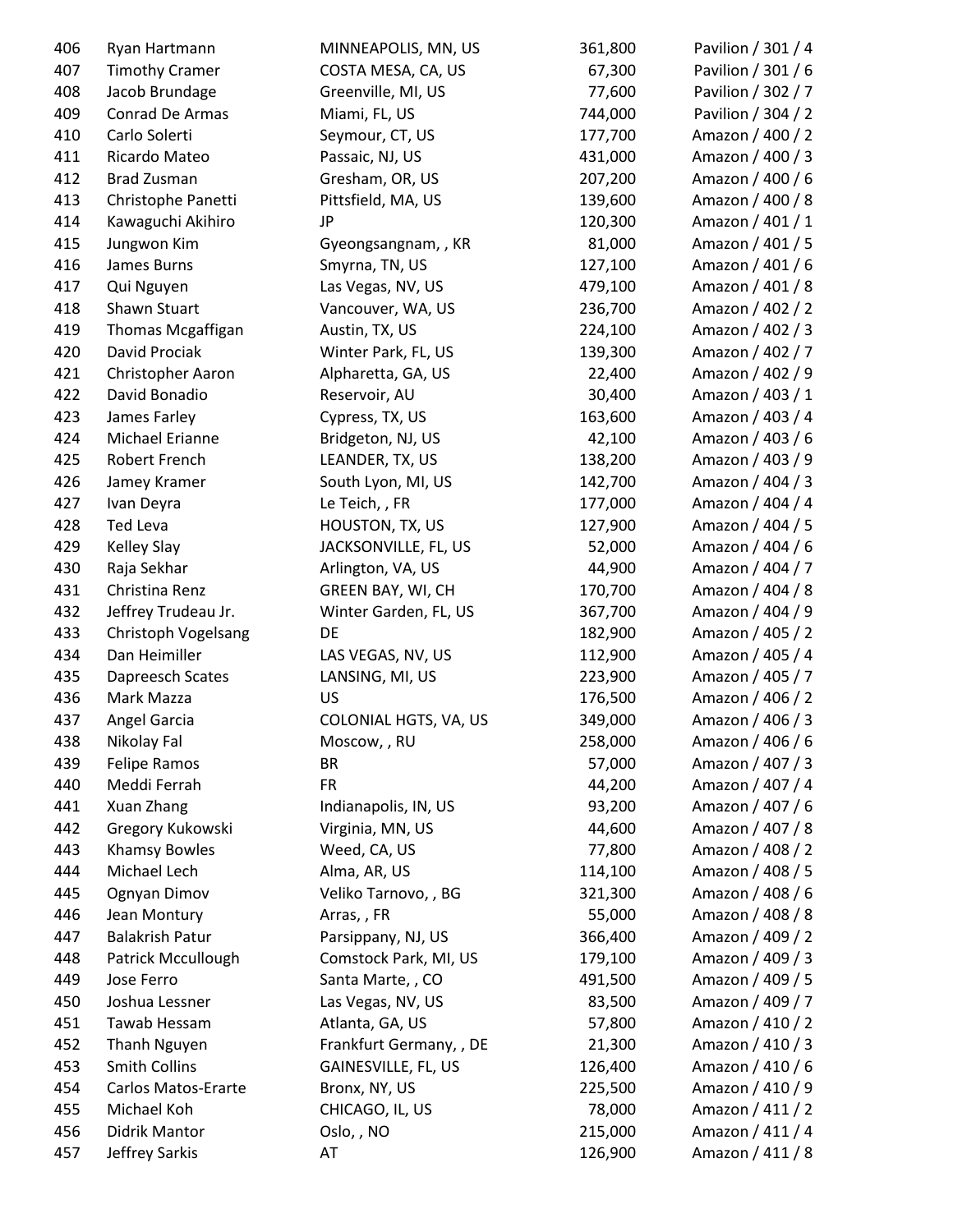| | | | | |
|---|---|---|---|---|
| 406 | Ryan Hartmann | MINNEAPOLIS, MN, US | 361,800 | Pavilion / 301 / 4 |
| 407 | Timothy Cramer | COSTA MESA, CA, US | 67,300 | Pavilion / 301 / 6 |
| 408 | Jacob Brundage | Greenville, MI, US | 77,600 | Pavilion / 302 / 7 |
| 409 | Conrad De Armas | Miami, FL, US | 744,000 | Pavilion / 304 / 2 |
| 410 | Carlo Solerti | Seymour, CT, US | 177,700 | Amazon / 400 / 2 |
| 411 | Ricardo Mateo | Passaic, NJ, US | 431,000 | Amazon / 400 / 3 |
| 412 | Brad Zusman | Gresham, OR, US | 207,200 | Amazon / 400 / 6 |
| 413 | Christophe Panetti | Pittsfield, MA, US | 139,600 | Amazon / 400 / 8 |
| 414 | Kawaguchi Akihiro | JP | 120,300 | Amazon / 401 / 1 |
| 415 | Jungwon Kim | Gyeongsangnam, , KR | 81,000 | Amazon / 401 / 5 |
| 416 | James Burns | Smyrna, TN, US | 127,100 | Amazon / 401 / 6 |
| 417 | Qui Nguyen | Las Vegas, NV, US | 479,100 | Amazon / 401 / 8 |
| 418 | Shawn Stuart | Vancouver, WA, US | 236,700 | Amazon / 402 / 2 |
| 419 | Thomas Mcgaffigan | Austin, TX, US | 224,100 | Amazon / 402 / 3 |
| 420 | David Prociak | Winter Park, FL, US | 139,300 | Amazon / 402 / 7 |
| 421 | Christopher Aaron | Alpharetta, GA, US | 22,400 | Amazon / 402 / 9 |
| 422 | David Bonadio | Reservoir, AU | 30,400 | Amazon / 403 / 1 |
| 423 | James Farley | Cypress, TX, US | 163,600 | Amazon / 403 / 4 |
| 424 | Michael Erianne | Bridgeton, NJ, US | 42,100 | Amazon / 403 / 6 |
| 425 | Robert French | LEANDER, TX, US | 138,200 | Amazon / 403 / 9 |
| 426 | Jamey Kramer | South Lyon, MI, US | 142,700 | Amazon / 404 / 3 |
| 427 | Ivan Deyra | Le Teich, , FR | 177,000 | Amazon / 404 / 4 |
| 428 | Ted Leva | HOUSTON, TX, US | 127,900 | Amazon / 404 / 5 |
| 429 | Kelley Slay | JACKSONVILLE, FL, US | 52,000 | Amazon / 404 / 6 |
| 430 | Raja Sekhar | Arlington, VA, US | 44,900 | Amazon / 404 / 7 |
| 431 | Christina Renz | GREEN BAY, WI, CH | 170,700 | Amazon / 404 / 8 |
| 432 | Jeffrey Trudeau Jr. | Winter Garden, FL, US | 367,700 | Amazon / 404 / 9 |
| 433 | Christoph Vogelsang | DE | 182,900 | Amazon / 405 / 2 |
| 434 | Dan Heimiller | LAS VEGAS, NV, US | 112,900 | Amazon / 405 / 4 |
| 435 | Dapreesch Scates | LANSING, MI, US | 223,900 | Amazon / 405 / 7 |
| 436 | Mark Mazza | US | 176,500 | Amazon / 406 / 2 |
| 437 | Angel Garcia | COLONIAL HGTS, VA, US | 349,000 | Amazon / 406 / 3 |
| 438 | Nikolay Fal | Moscow, , RU | 258,000 | Amazon / 406 / 6 |
| 439 | Felipe Ramos | BR | 57,000 | Amazon / 407 / 3 |
| 440 | Meddi Ferrah | FR | 44,200 | Amazon / 407 / 4 |
| 441 | Xuan Zhang | Indianapolis, IN, US | 93,200 | Amazon / 407 / 6 |
| 442 | Gregory Kukowski | Virginia, MN, US | 44,600 | Amazon / 407 / 8 |
| 443 | Khamsy Bowles | Weed, CA, US | 77,800 | Amazon / 408 / 2 |
| 444 | Michael Lech | Alma, AR, US | 114,100 | Amazon / 408 / 5 |
| 445 | Ognyan Dimov | Veliko Tarnovo, , BG | 321,300 | Amazon / 408 / 6 |
| 446 | Jean Montury | Arras, , FR | 55,000 | Amazon / 408 / 8 |
| 447 | Balakrish Patur | Parsippany, NJ, US | 366,400 | Amazon / 409 / 2 |
| 448 | Patrick Mccullough | Comstock Park, MI, US | 179,100 | Amazon / 409 / 3 |
| 449 | Jose Ferro | Santa Marte, , CO | 491,500 | Amazon / 409 / 5 |
| 450 | Joshua Lessner | Las Vegas, NV, US | 83,500 | Amazon / 409 / 7 |
| 451 | Tawab Hessam | Atlanta, GA, US | 57,800 | Amazon / 410 / 2 |
| 452 | Thanh Nguyen | Frankfurt Germany, , DE | 21,300 | Amazon / 410 / 3 |
| 453 | Smith Collins | GAINESVILLE, FL, US | 126,400 | Amazon / 410 / 6 |
| 454 | Carlos Matos-Erarte | Bronx, NY, US | 225,500 | Amazon / 410 / 9 |
| 455 | Michael Koh | CHICAGO, IL, US | 78,000 | Amazon / 411 / 2 |
| 456 | Didrik Mantor | Oslo, , NO | 215,000 | Amazon / 411 / 4 |
| 457 | Jeffrey Sarkis | AT | 126,900 | Amazon / 411 / 8 |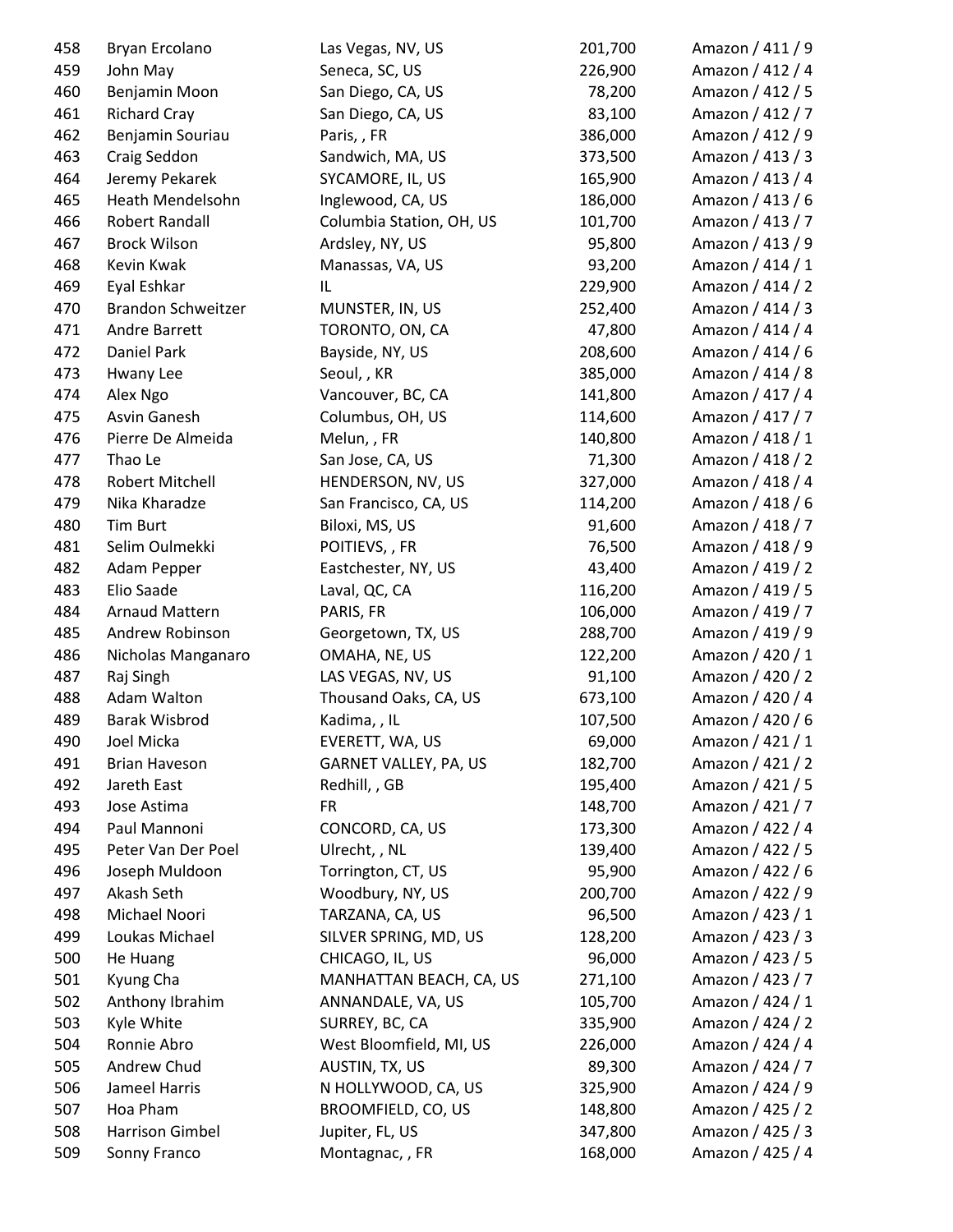| | | | | |
|---|---|---|---|---|
| 458 | Bryan Ercolano | Las Vegas, NV, US | 201,700 | Amazon / 411 / 9 |
| 459 | John May | Seneca, SC, US | 226,900 | Amazon / 412 / 4 |
| 460 | Benjamin Moon | San Diego, CA, US | 78,200 | Amazon / 412 / 5 |
| 461 | Richard Cray | San Diego, CA, US | 83,100 | Amazon / 412 / 7 |
| 462 | Benjamin Souriau | Paris, , FR | 386,000 | Amazon / 412 / 9 |
| 463 | Craig Seddon | Sandwich, MA, US | 373,500 | Amazon / 413 / 3 |
| 464 | Jeremy Pekarek | SYCAMORE, IL, US | 165,900 | Amazon / 413 / 4 |
| 465 | Heath Mendelsohn | Inglewood, CA, US | 186,000 | Amazon / 413 / 6 |
| 466 | Robert Randall | Columbia Station, OH, US | 101,700 | Amazon / 413 / 7 |
| 467 | Brock Wilson | Ardsley, NY, US | 95,800 | Amazon / 413 / 9 |
| 468 | Kevin Kwak | Manassas, VA, US | 93,200 | Amazon / 414 / 1 |
| 469 | Eyal Eshkar | IL | 229,900 | Amazon / 414 / 2 |
| 470 | Brandon Schweitzer | MUNSTER, IN, US | 252,400 | Amazon / 414 / 3 |
| 471 | Andre Barrett | TORONTO, ON, CA | 47,800 | Amazon / 414 / 4 |
| 472 | Daniel Park | Bayside, NY, US | 208,600 | Amazon / 414 / 6 |
| 473 | Hwany Lee | Seoul, , KR | 385,000 | Amazon / 414 / 8 |
| 474 | Alex Ngo | Vancouver, BC, CA | 141,800 | Amazon / 417 / 4 |
| 475 | Asvin Ganesh | Columbus, OH, US | 114,600 | Amazon / 417 / 7 |
| 476 | Pierre De Almeida | Melun, , FR | 140,800 | Amazon / 418 / 1 |
| 477 | Thao Le | San Jose, CA, US | 71,300 | Amazon / 418 / 2 |
| 478 | Robert Mitchell | HENDERSON, NV, US | 327,000 | Amazon / 418 / 4 |
| 479 | Nika Kharadze | San Francisco, CA, US | 114,200 | Amazon / 418 / 6 |
| 480 | Tim Burt | Biloxi, MS, US | 91,600 | Amazon / 418 / 7 |
| 481 | Selim Oulmekki | POITIEVS, , FR | 76,500 | Amazon / 418 / 9 |
| 482 | Adam Pepper | Eastchester, NY, US | 43,400 | Amazon / 419 / 2 |
| 483 | Elio Saade | Laval, QC, CA | 116,200 | Amazon / 419 / 5 |
| 484 | Arnaud Mattern | PARIS, FR | 106,000 | Amazon / 419 / 7 |
| 485 | Andrew Robinson | Georgetown, TX, US | 288,700 | Amazon / 419 / 9 |
| 486 | Nicholas Manganaro | OMAHA, NE, US | 122,200 | Amazon / 420 / 1 |
| 487 | Raj Singh | LAS VEGAS, NV, US | 91,100 | Amazon / 420 / 2 |
| 488 | Adam Walton | Thousand Oaks, CA, US | 673,100 | Amazon / 420 / 4 |
| 489 | Barak Wisbrod | Kadima, , IL | 107,500 | Amazon / 420 / 6 |
| 490 | Joel Micka | EVERETT, WA, US | 69,000 | Amazon / 421 / 1 |
| 491 | Brian Haveson | GARNET VALLEY, PA, US | 182,700 | Amazon / 421 / 2 |
| 492 | Jareth East | Redhill, , GB | 195,400 | Amazon / 421 / 5 |
| 493 | Jose Astima | FR | 148,700 | Amazon / 421 / 7 |
| 494 | Paul Mannoni | CONCORD, CA, US | 173,300 | Amazon / 422 / 4 |
| 495 | Peter Van Der Poel | Ulrecht, , NL | 139,400 | Amazon / 422 / 5 |
| 496 | Joseph Muldoon | Torrington, CT, US | 95,900 | Amazon / 422 / 6 |
| 497 | Akash Seth | Woodbury, NY, US | 200,700 | Amazon / 422 / 9 |
| 498 | Michael Noori | TARZANA, CA, US | 96,500 | Amazon / 423 / 1 |
| 499 | Loukas Michael | SILVER SPRING, MD, US | 128,200 | Amazon / 423 / 3 |
| 500 | He Huang | CHICAGO, IL, US | 96,000 | Amazon / 423 / 5 |
| 501 | Kyung Cha | MANHATTAN BEACH, CA, US | 271,100 | Amazon / 423 / 7 |
| 502 | Anthony Ibrahim | ANNANDALE, VA, US | 105,700 | Amazon / 424 / 1 |
| 503 | Kyle White | SURREY, BC, CA | 335,900 | Amazon / 424 / 2 |
| 504 | Ronnie Abro | West Bloomfield, MI, US | 226,000 | Amazon / 424 / 4 |
| 505 | Andrew Chud | AUSTIN, TX, US | 89,300 | Amazon / 424 / 7 |
| 506 | Jameel Harris | N HOLLYWOOD, CA, US | 325,900 | Amazon / 424 / 9 |
| 507 | Hoa Pham | BROOMFIELD, CO, US | 148,800 | Amazon / 425 / 2 |
| 508 | Harrison Gimbel | Jupiter, FL, US | 347,800 | Amazon / 425 / 3 |
| 509 | Sonny Franco | Montagnac, , FR | 168,000 | Amazon / 425 / 4 |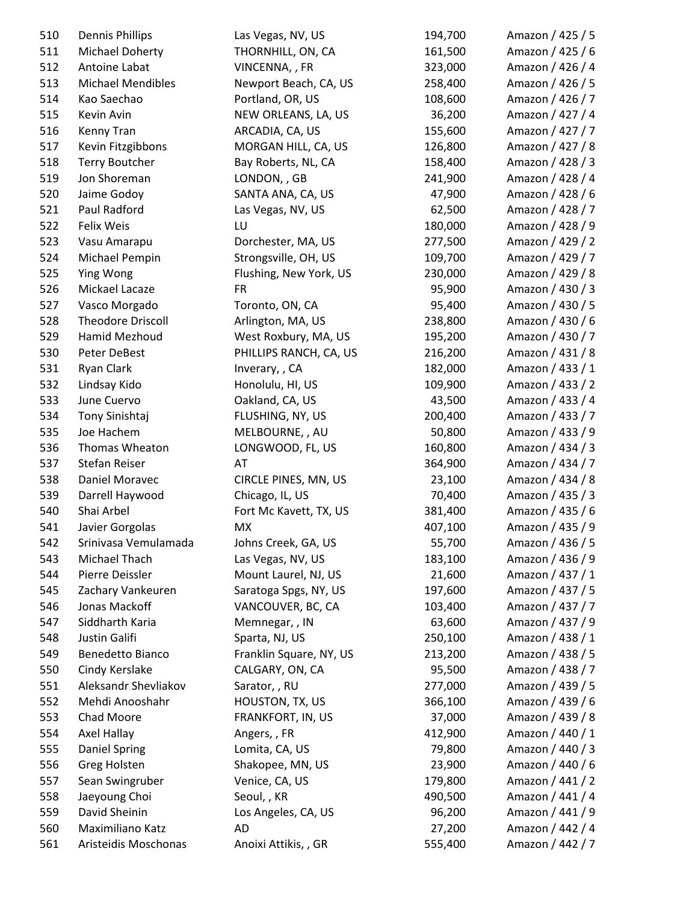| | | | | |
|---|---|---|---|---|
| 510 | Dennis Phillips | Las Vegas, NV, US | 194,700 | Amazon / 425 / 5 |
| 511 | Michael Doherty | THORNHILL, ON, CA | 161,500 | Amazon / 425 / 6 |
| 512 | Antoine Labat | VINCENNA, , FR | 323,000 | Amazon / 426 / 4 |
| 513 | Michael Mendibles | Newport Beach, CA, US | 258,400 | Amazon / 426 / 5 |
| 514 | Kao Saechao | Portland, OR, US | 108,600 | Amazon / 426 / 7 |
| 515 | Kevin Avin | NEW ORLEANS, LA, US | 36,200 | Amazon / 427 / 4 |
| 516 | Kenny Tran | ARCADIA, CA, US | 155,600 | Amazon / 427 / 7 |
| 517 | Kevin Fitzgibbons | MORGAN HILL, CA, US | 126,800 | Amazon / 427 / 8 |
| 518 | Terry Boutcher | Bay Roberts, NL, CA | 158,400 | Amazon / 428 / 3 |
| 519 | Jon Shoreman | LONDON, , GB | 241,900 | Amazon / 428 / 4 |
| 520 | Jaime Godoy | SANTA ANA, CA, US | 47,900 | Amazon / 428 / 6 |
| 521 | Paul Radford | Las Vegas, NV, US | 62,500 | Amazon / 428 / 7 |
| 522 | Felix Weis | LU | 180,000 | Amazon / 428 / 9 |
| 523 | Vasu Amarapu | Dorchester, MA, US | 277,500 | Amazon / 429 / 2 |
| 524 | Michael Pempin | Strongsville, OH, US | 109,700 | Amazon / 429 / 7 |
| 525 | Ying Wong | Flushing, New York, US | 230,000 | Amazon / 429 / 8 |
| 526 | Mickael Lacaze | FR | 95,900 | Amazon / 430 / 3 |
| 527 | Vasco Morgado | Toronto, ON, CA | 95,400 | Amazon / 430 / 5 |
| 528 | Theodore Driscoll | Arlington, MA, US | 238,800 | Amazon / 430 / 6 |
| 529 | Hamid Mezhoud | West Roxbury, MA, US | 195,200 | Amazon / 430 / 7 |
| 530 | Peter DeBest | PHILLIPS RANCH, CA, US | 216,200 | Amazon / 431 / 8 |
| 531 | Ryan Clark | Inverary, , CA | 182,000 | Amazon / 433 / 1 |
| 532 | Lindsay Kido | Honolulu, HI, US | 109,900 | Amazon / 433 / 2 |
| 533 | June Cuervo | Oakland, CA, US | 43,500 | Amazon / 433 / 4 |
| 534 | Tony Sinishtaj | FLUSHING, NY, US | 200,400 | Amazon / 433 / 7 |
| 535 | Joe Hachem | MELBOURNE, , AU | 50,800 | Amazon / 433 / 9 |
| 536 | Thomas Wheaton | LONGWOOD, FL, US | 160,800 | Amazon / 434 / 3 |
| 537 | Stefan Reiser | AT | 364,900 | Amazon / 434 / 7 |
| 538 | Daniel Moravec | CIRCLE PINES, MN, US | 23,100 | Amazon / 434 / 8 |
| 539 | Darrell Haywood | Chicago, IL, US | 70,400 | Amazon / 435 / 3 |
| 540 | Shai Arbel | Fort Mc Kavett, TX, US | 381,400 | Amazon / 435 / 6 |
| 541 | Javier Gorgolas | MX | 407,100 | Amazon / 435 / 9 |
| 542 | Srinivasa Vemulamada | Johns Creek, GA, US | 55,700 | Amazon / 436 / 5 |
| 543 | Michael Thach | Las Vegas, NV, US | 183,100 | Amazon / 436 / 9 |
| 544 | Pierre Deissler | Mount Laurel, NJ, US | 21,600 | Amazon / 437 / 1 |
| 545 | Zachary Vankeuren | Saratoga Spgs, NY, US | 197,600 | Amazon / 437 / 5 |
| 546 | Jonas Mackoff | VANCOUVER, BC, CA | 103,400 | Amazon / 437 / 7 |
| 547 | Siddharth Karia | Memnegar, , IN | 63,600 | Amazon / 437 / 9 |
| 548 | Justin Galifi | Sparta, NJ, US | 250,100 | Amazon / 438 / 1 |
| 549 | Benedetto Bianco | Franklin Square, NY, US | 213,200 | Amazon / 438 / 5 |
| 550 | Cindy Kerslake | CALGARY, ON, CA | 95,500 | Amazon / 438 / 7 |
| 551 | Aleksandr Shevliakov | Sarator, , RU | 277,000 | Amazon / 439 / 5 |
| 552 | Mehdi Anooshahr | HOUSTON, TX, US | 366,100 | Amazon / 439 / 6 |
| 553 | Chad Moore | FRANKFORT, IN, US | 37,000 | Amazon / 439 / 8 |
| 554 | Axel Hallay | Angers, , FR | 412,900 | Amazon / 440 / 1 |
| 555 | Daniel Spring | Lomita, CA, US | 79,800 | Amazon / 440 / 3 |
| 556 | Greg Holsten | Shakopee, MN, US | 23,900 | Amazon / 440 / 6 |
| 557 | Sean Swingruber | Venice, CA, US | 179,800 | Amazon / 441 / 2 |
| 558 | Jaeyoung Choi | Seoul, , KR | 490,500 | Amazon / 441 / 4 |
| 559 | David Sheinin | Los Angeles, CA, US | 96,200 | Amazon / 441 / 9 |
| 560 | Maximiliano Katz | AD | 27,200 | Amazon / 442 / 4 |
| 561 | Aristeidis Moschonas | Anoixi Attikis, , GR | 555,400 | Amazon / 442 / 7 |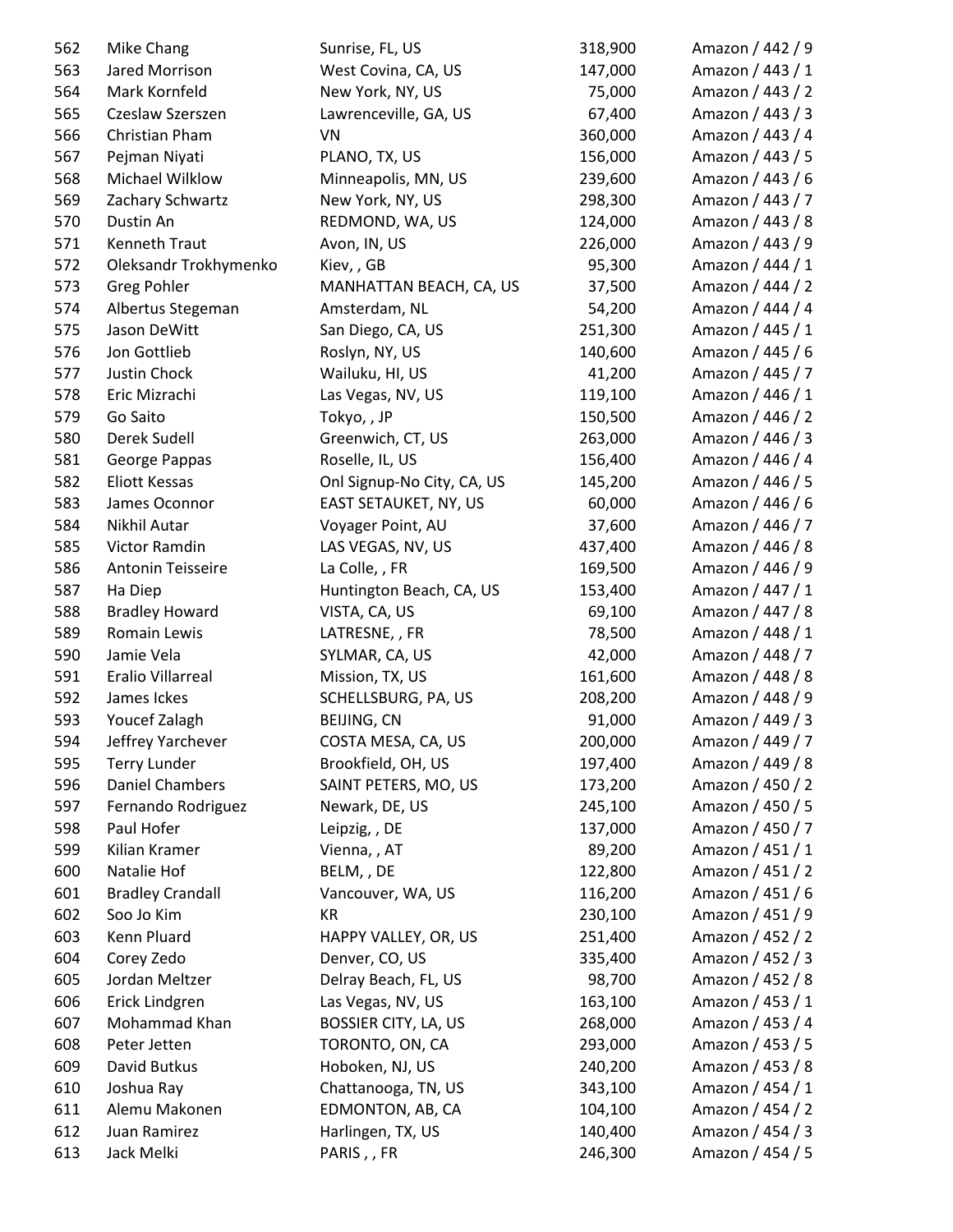| | | | | |
|---|---|---|---|---|
| 562 | Mike Chang | Sunrise, FL, US | 318,900 | Amazon / 442 / 9 |
| 563 | Jared Morrison | West Covina, CA, US | 147,000 | Amazon / 443 / 1 |
| 564 | Mark Kornfeld | New York, NY, US | 75,000 | Amazon / 443 / 2 |
| 565 | Czeslaw Szerszen | Lawrenceville, GA, US | 67,400 | Amazon / 443 / 3 |
| 566 | Christian Pham | VN | 360,000 | Amazon / 443 / 4 |
| 567 | Pejman Niyati | PLANO, TX, US | 156,000 | Amazon / 443 / 5 |
| 568 | Michael Wilklow | Minneapolis, MN, US | 239,600 | Amazon / 443 / 6 |
| 569 | Zachary Schwartz | New York, NY, US | 298,300 | Amazon / 443 / 7 |
| 570 | Dustin An | REDMOND, WA, US | 124,000 | Amazon / 443 / 8 |
| 571 | Kenneth Traut | Avon, IN, US | 226,000 | Amazon / 443 / 9 |
| 572 | Oleksandr Trokhymenko | Kiev, , GB | 95,300 | Amazon / 444 / 1 |
| 573 | Greg Pohler | MANHATTAN BEACH, CA, US | 37,500 | Amazon / 444 / 2 |
| 574 | Albertus Stegeman | Amsterdam, NL | 54,200 | Amazon / 444 / 4 |
| 575 | Jason DeWitt | San Diego, CA, US | 251,300 | Amazon / 445 / 1 |
| 576 | Jon Gottlieb | Roslyn, NY, US | 140,600 | Amazon / 445 / 6 |
| 577 | Justin Chock | Wailuku, HI, US | 41,200 | Amazon / 445 / 7 |
| 578 | Eric Mizrachi | Las Vegas, NV, US | 119,100 | Amazon / 446 / 1 |
| 579 | Go Saito | Tokyo, , JP | 150,500 | Amazon / 446 / 2 |
| 580 | Derek Sudell | Greenwich, CT, US | 263,000 | Amazon / 446 / 3 |
| 581 | George Pappas | Roselle, IL, US | 156,400 | Amazon / 446 / 4 |
| 582 | Eliott Kessas | Onl Signup-No City, CA, US | 145,200 | Amazon / 446 / 5 |
| 583 | James Oconnor | EAST SETAUKET, NY, US | 60,000 | Amazon / 446 / 6 |
| 584 | Nikhil Autar | Voyager Point, AU | 37,600 | Amazon / 446 / 7 |
| 585 | Victor Ramdin | LAS VEGAS, NV, US | 437,400 | Amazon / 446 / 8 |
| 586 | Antonin Teisseire | La Colle, , FR | 169,500 | Amazon / 446 / 9 |
| 587 | Ha Diep | Huntington Beach, CA, US | 153,400 | Amazon / 447 / 1 |
| 588 | Bradley Howard | VISTA, CA, US | 69,100 | Amazon / 447 / 8 |
| 589 | Romain Lewis | LATRESNE, , FR | 78,500 | Amazon / 448 / 1 |
| 590 | Jamie Vela | SYLMAR, CA, US | 42,000 | Amazon / 448 / 7 |
| 591 | Eralio Villarreal | Mission, TX, US | 161,600 | Amazon / 448 / 8 |
| 592 | James Ickes | SCHELLSBURG, PA, US | 208,200 | Amazon / 448 / 9 |
| 593 | Youcef Zalagh | BEIJING, CN | 91,000 | Amazon / 449 / 3 |
| 594 | Jeffrey Yarchever | COSTA MESA, CA, US | 200,000 | Amazon / 449 / 7 |
| 595 | Terry Lunder | Brookfield, OH, US | 197,400 | Amazon / 449 / 8 |
| 596 | Daniel Chambers | SAINT PETERS, MO, US | 173,200 | Amazon / 450 / 2 |
| 597 | Fernando Rodriguez | Newark, DE, US | 245,100 | Amazon / 450 / 5 |
| 598 | Paul Hofer | Leipzig, , DE | 137,000 | Amazon / 450 / 7 |
| 599 | Kilian Kramer | Vienna, , AT | 89,200 | Amazon / 451 / 1 |
| 600 | Natalie Hof | BELM, , DE | 122,800 | Amazon / 451 / 2 |
| 601 | Bradley Crandall | Vancouver, WA, US | 116,200 | Amazon / 451 / 6 |
| 602 | Soo Jo Kim | KR | 230,100 | Amazon / 451 / 9 |
| 603 | Kenn Pluard | HAPPY VALLEY, OR, US | 251,400 | Amazon / 452 / 2 |
| 604 | Corey Zedo | Denver, CO, US | 335,400 | Amazon / 452 / 3 |
| 605 | Jordan Meltzer | Delray Beach, FL, US | 98,700 | Amazon / 452 / 8 |
| 606 | Erick Lindgren | Las Vegas, NV, US | 163,100 | Amazon / 453 / 1 |
| 607 | Mohammad Khan | BOSSIER CITY, LA, US | 268,000 | Amazon / 453 / 4 |
| 608 | Peter Jetten | TORONTO, ON, CA | 293,000 | Amazon / 453 / 5 |
| 609 | David Butkus | Hoboken, NJ, US | 240,200 | Amazon / 453 / 8 |
| 610 | Joshua Ray | Chattanooga, TN, US | 343,100 | Amazon / 454 / 1 |
| 611 | Alemu Makonen | EDMONTON, AB, CA | 104,100 | Amazon / 454 / 2 |
| 612 | Juan Ramirez | Harlingen, TX, US | 140,400 | Amazon / 454 / 3 |
| 613 | Jack Melki | PARIS , , FR | 246,300 | Amazon / 454 / 5 |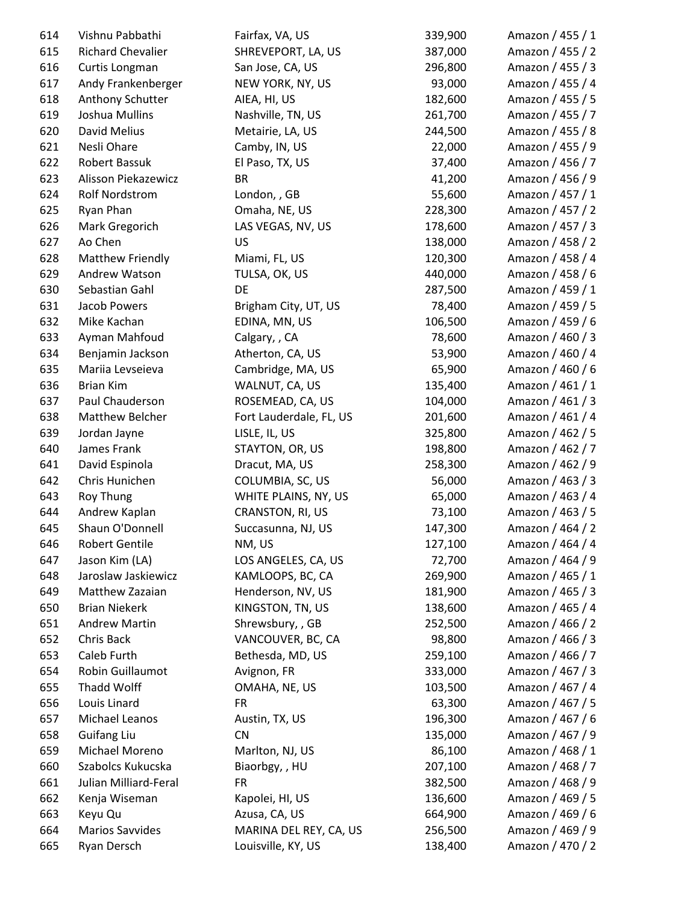| | | | | |
|---|---|---|---|---|
| 614 | Vishnu Pabbathi | Fairfax, VA, US | 339,900 | Amazon / 455 / 1 |
| 615 | Richard Chevalier | SHREVEPORT, LA, US | 387,000 | Amazon / 455 / 2 |
| 616 | Curtis Longman | San Jose, CA, US | 296,800 | Amazon / 455 / 3 |
| 617 | Andy Frankenberger | NEW YORK, NY, US | 93,000 | Amazon / 455 / 4 |
| 618 | Anthony Schutter | AIEA, HI, US | 182,600 | Amazon / 455 / 5 |
| 619 | Joshua Mullins | Nashville, TN, US | 261,700 | Amazon / 455 / 7 |
| 620 | David Melius | Metairie, LA, US | 244,500 | Amazon / 455 / 8 |
| 621 | Nesli Ohare | Camby, IN, US | 22,000 | Amazon / 455 / 9 |
| 622 | Robert Bassuk | El Paso, TX, US | 37,400 | Amazon / 456 / 7 |
| 623 | Alisson Piekazewicz | BR | 41,200 | Amazon / 456 / 9 |
| 624 | Rolf Nordstrom | London, , GB | 55,600 | Amazon / 457 / 1 |
| 625 | Ryan Phan | Omaha, NE, US | 228,300 | Amazon / 457 / 2 |
| 626 | Mark Gregorich | LAS VEGAS, NV, US | 178,600 | Amazon / 457 / 3 |
| 627 | Ao Chen | US | 138,000 | Amazon / 458 / 2 |
| 628 | Matthew Friendly | Miami, FL, US | 120,300 | Amazon / 458 / 4 |
| 629 | Andrew Watson | TULSA, OK, US | 440,000 | Amazon / 458 / 6 |
| 630 | Sebastian Gahl | DE | 287,500 | Amazon / 459 / 1 |
| 631 | Jacob Powers | Brigham City, UT, US | 78,400 | Amazon / 459 / 5 |
| 632 | Mike Kachan | EDINA, MN, US | 106,500 | Amazon / 459 / 6 |
| 633 | Ayman Mahfoud | Calgary, , CA | 78,600 | Amazon / 460 / 3 |
| 634 | Benjamin Jackson | Atherton, CA, US | 53,900 | Amazon / 460 / 4 |
| 635 | Mariia Levseieva | Cambridge, MA, US | 65,900 | Amazon / 460 / 6 |
| 636 | Brian Kim | WALNUT, CA, US | 135,400 | Amazon / 461 / 1 |
| 637 | Paul Chauderson | ROSEMEAD, CA, US | 104,000 | Amazon / 461 / 3 |
| 638 | Matthew Belcher | Fort Lauderdale, FL, US | 201,600 | Amazon / 461 / 4 |
| 639 | Jordan Jayne | LISLE, IL, US | 325,800 | Amazon / 462 / 5 |
| 640 | James Frank | STAYTON, OR, US | 198,800 | Amazon / 462 / 7 |
| 641 | David Espinola | Dracut, MA, US | 258,300 | Amazon / 462 / 9 |
| 642 | Chris Hunichen | COLUMBIA, SC, US | 56,000 | Amazon / 463 / 3 |
| 643 | Roy Thung | WHITE PLAINS, NY, US | 65,000 | Amazon / 463 / 4 |
| 644 | Andrew Kaplan | CRANSTON, RI, US | 73,100 | Amazon / 463 / 5 |
| 645 | Shaun O'Donnell | Succasunna, NJ, US | 147,300 | Amazon / 464 / 2 |
| 646 | Robert Gentile | NM, US | 127,100 | Amazon / 464 / 4 |
| 647 | Jason Kim (LA) | LOS ANGELES, CA, US | 72,700 | Amazon / 464 / 9 |
| 648 | Jaroslaw Jaskiewicz | KAMLOOPS, BC, CA | 269,900 | Amazon / 465 / 1 |
| 649 | Matthew Zazaian | Henderson, NV, US | 181,900 | Amazon / 465 / 3 |
| 650 | Brian Niekerk | KINGSTON, TN, US | 138,600 | Amazon / 465 / 4 |
| 651 | Andrew Martin | Shrewsbury, , GB | 252,500 | Amazon / 466 / 2 |
| 652 | Chris Back | VANCOUVER, BC, CA | 98,800 | Amazon / 466 / 3 |
| 653 | Caleb Furth | Bethesda, MD, US | 259,100 | Amazon / 466 / 7 |
| 654 | Robin Guillaumot | Avignon, FR | 333,000 | Amazon / 467 / 3 |
| 655 | Thadd Wolff | OMAHA, NE, US | 103,500 | Amazon / 467 / 4 |
| 656 | Louis Linard | FR | 63,300 | Amazon / 467 / 5 |
| 657 | Michael Leanos | Austin, TX, US | 196,300 | Amazon / 467 / 6 |
| 658 | Guifang Liu | CN | 135,000 | Amazon / 467 / 9 |
| 659 | Michael Moreno | Marlton, NJ, US | 86,100 | Amazon / 468 / 1 |
| 660 | Szabolcs Kukucska | Biaorbgy, , HU | 207,100 | Amazon / 468 / 7 |
| 661 | Julian Milliard-Feral | FR | 382,500 | Amazon / 468 / 9 |
| 662 | Kenja Wiseman | Kapolei, HI, US | 136,600 | Amazon / 469 / 5 |
| 663 | Keyu Qu | Azusa, CA, US | 664,900 | Amazon / 469 / 6 |
| 664 | Marios Savvides | MARINA DEL REY, CA, US | 256,500 | Amazon / 469 / 9 |
| 665 | Ryan Dersch | Louisville, KY, US | 138,400 | Amazon / 470 / 2 |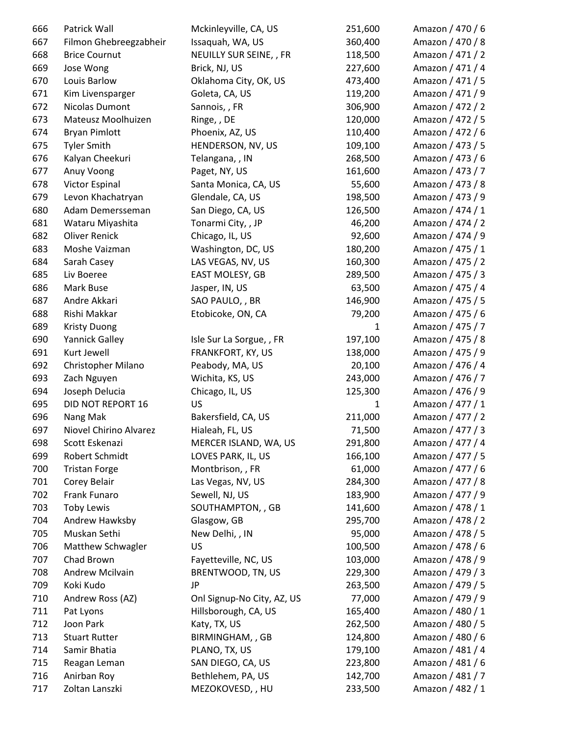| | | | | |
|---|---|---|---|---|
| 666 | Patrick Wall | Mckinleyville, CA, US | 251,600 | Amazon / 470 / 6 |
| 667 | Filmon Ghebreegzabheir | Issaquah, WA, US | 360,400 | Amazon / 470 / 8 |
| 668 | Brice Cournut | NEUILLY SUR SEINE, , FR | 118,500 | Amazon / 471 / 2 |
| 669 | Jose Wong | Brick, NJ, US | 227,600 | Amazon / 471 / 4 |
| 670 | Louis Barlow | Oklahoma City, OK, US | 473,400 | Amazon / 471 / 5 |
| 671 | Kim Livensparger | Goleta, CA, US | 119,200 | Amazon / 471 / 9 |
| 672 | Nicolas Dumont | Sannois, , FR | 306,900 | Amazon / 472 / 2 |
| 673 | Mateusz Moolhuizen | Ringe, , DE | 120,000 | Amazon / 472 / 5 |
| 674 | Bryan Pimlott | Phoenix, AZ, US | 110,400 | Amazon / 472 / 6 |
| 675 | Tyler Smith | HENDERSON, NV, US | 109,100 | Amazon / 473 / 5 |
| 676 | Kalyan Cheekuri | Telangana, , IN | 268,500 | Amazon / 473 / 6 |
| 677 | Anuy Voong | Paget, NY, US | 161,600 | Amazon / 473 / 7 |
| 678 | Victor Espinal | Santa Monica, CA, US | 55,600 | Amazon / 473 / 8 |
| 679 | Levon Khachatryan | Glendale, CA, US | 198,500 | Amazon / 473 / 9 |
| 680 | Adam Demersseman | San Diego, CA, US | 126,500 | Amazon / 474 / 1 |
| 681 | Wataru Miyashita | Tonarmi City, , JP | 46,200 | Amazon / 474 / 2 |
| 682 | Oliver Renick | Chicago, IL, US | 92,600 | Amazon / 474 / 9 |
| 683 | Moshe Vaizman | Washington, DC, US | 180,200 | Amazon / 475 / 1 |
| 684 | Sarah Casey | LAS VEGAS, NV, US | 160,300 | Amazon / 475 / 2 |
| 685 | Liv Boeree | EAST MOLESY, GB | 289,500 | Amazon / 475 / 3 |
| 686 | Mark Buse | Jasper, IN, US | 63,500 | Amazon / 475 / 4 |
| 687 | Andre Akkari | SAO PAULO, , BR | 146,900 | Amazon / 475 / 5 |
| 688 | Rishi Makkar | Etobicoke, ON, CA | 79,200 | Amazon / 475 / 6 |
| 689 | Kristy Duong | | 1 | Amazon / 475 / 7 |
| 690 | Yannick Galley | Isle Sur La Sorgue, , FR | 197,100 | Amazon / 475 / 8 |
| 691 | Kurt Jewell | FRANKFORT, KY, US | 138,000 | Amazon / 475 / 9 |
| 692 | Christopher Milano | Peabody, MA, US | 20,100 | Amazon / 476 / 4 |
| 693 | Zach Nguyen | Wichita, KS, US | 243,000 | Amazon / 476 / 7 |
| 694 | Joseph Delucia | Chicago, IL, US | 125,300 | Amazon / 476 / 9 |
| 695 | DID NOT REPORT 16 | US | 1 | Amazon / 477 / 1 |
| 696 | Nang Mak | Bakersfield, CA, US | 211,000 | Amazon / 477 / 2 |
| 697 | Niovel Chirino Alvarez | Hialeah, FL, US | 71,500 | Amazon / 477 / 3 |
| 698 | Scott Eskenazi | MERCER ISLAND, WA, US | 291,800 | Amazon / 477 / 4 |
| 699 | Robert Schmidt | LOVES PARK, IL, US | 166,100 | Amazon / 477 / 5 |
| 700 | Tristan Forge | Montbrison, , FR | 61,000 | Amazon / 477 / 6 |
| 701 | Corey Belair | Las Vegas, NV, US | 284,300 | Amazon / 477 / 8 |
| 702 | Frank Funaro | Sewell, NJ, US | 183,900 | Amazon / 477 / 9 |
| 703 | Toby Lewis | SOUTHAMPTON, , GB | 141,600 | Amazon / 478 / 1 |
| 704 | Andrew Hawksby | Glasgow, GB | 295,700 | Amazon / 478 / 2 |
| 705 | Muskan Sethi | New Delhi, , IN | 95,000 | Amazon / 478 / 5 |
| 706 | Matthew Schwagler | US | 100,500 | Amazon / 478 / 6 |
| 707 | Chad Brown | Fayetteville, NC, US | 103,000 | Amazon / 478 / 9 |
| 708 | Andrew Mcilvain | BRENTWOOD, TN, US | 229,300 | Amazon / 479 / 3 |
| 709 | Koki Kudo | JP | 263,500 | Amazon / 479 / 5 |
| 710 | Andrew Ross (AZ) | Onl Signup-No City, AZ, US | 77,000 | Amazon / 479 / 9 |
| 711 | Pat Lyons | Hillsborough, CA, US | 165,400 | Amazon / 480 / 1 |
| 712 | Joon Park | Katy, TX, US | 262,500 | Amazon / 480 / 5 |
| 713 | Stuart Rutter | BIRMINGHAM, , GB | 124,800 | Amazon / 480 / 6 |
| 714 | Samir Bhatia | PLANO, TX, US | 179,100 | Amazon / 481 / 4 |
| 715 | Reagan Leman | SAN DIEGO, CA, US | 223,800 | Amazon / 481 / 6 |
| 716 | Anirban Roy | Bethlehem, PA, US | 142,700 | Amazon / 481 / 7 |
| 717 | Zoltan Lanszki | MEZOKOVESD, , HU | 233,500 | Amazon / 482 / 1 |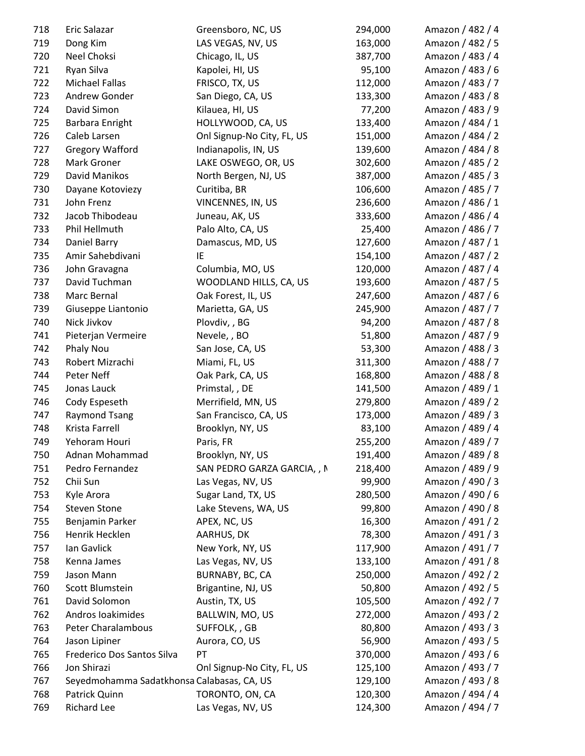| 718 | Eric Salazar | Greensboro, NC, US | 294,000 | Amazon / 482 / 4 |
|---|---|---|---|---|
| 719 | Dong Kim | LAS VEGAS, NV, US | 163,000 | Amazon / 482 / 5 |
| 720 | Neel Choksi | Chicago, IL, US | 387,700 | Amazon / 483 / 4 |
| 721 | Ryan Silva | Kapolei, HI, US | 95,100 | Amazon / 483 / 6 |
| 722 | Michael Fallas | FRISCO, TX, US | 112,000 | Amazon / 483 / 7 |
| 723 | Andrew Gonder | San Diego, CA, US | 133,300 | Amazon / 483 / 8 |
| 724 | David Simon | Kilauea, HI, US | 77,200 | Amazon / 483 / 9 |
| 725 | Barbara Enright | HOLLYWOOD, CA, US | 133,400 | Amazon / 484 / 1 |
| 726 | Caleb Larsen | Onl Signup-No City, FL, US | 151,000 | Amazon / 484 / 2 |
| 727 | Gregory Wafford | Indianapolis, IN, US | 139,600 | Amazon / 484 / 8 |
| 728 | Mark Groner | LAKE OSWEGO, OR, US | 302,600 | Amazon / 485 / 2 |
| 729 | David Manikos | North Bergen, NJ, US | 387,000 | Amazon / 485 / 3 |
| 730 | Dayane Kotoviezy | Curitiba, BR | 106,600 | Amazon / 485 / 7 |
| 731 | John Frenz | VINCENNES, IN, US | 236,600 | Amazon / 486 / 1 |
| 732 | Jacob Thibodeau | Juneau, AK, US | 333,600 | Amazon / 486 / 4 |
| 733 | Phil Hellmuth | Palo Alto, CA, US | 25,400 | Amazon / 486 / 7 |
| 734 | Daniel Barry | Damascus, MD, US | 127,600 | Amazon / 487 / 1 |
| 735 | Amir Sahebdivani | IE | 154,100 | Amazon / 487 / 2 |
| 736 | John Gravagna | Columbia, MO, US | 120,000 | Amazon / 487 / 4 |
| 737 | David Tuchman | WOODLAND HILLS, CA, US | 193,600 | Amazon / 487 / 5 |
| 738 | Marc Bernal | Oak Forest, IL, US | 247,600 | Amazon / 487 / 6 |
| 739 | Giuseppe Liantonio | Marietta, GA, US | 245,900 | Amazon / 487 / 7 |
| 740 | Nick Jivkov | Plovdiv, , BG | 94,200 | Amazon / 487 / 8 |
| 741 | Pieterjan Vermeire | Nevele, , BO | 51,800 | Amazon / 487 / 9 |
| 742 | Phaly Nou | San Jose, CA, US | 53,300 | Amazon / 488 / 3 |
| 743 | Robert Mizrachi | Miami, FL, US | 311,300 | Amazon / 488 / 7 |
| 744 | Peter Neff | Oak Park, CA, US | 168,800 | Amazon / 488 / 8 |
| 745 | Jonas Lauck | Primstal, , DE | 141,500 | Amazon / 489 / 1 |
| 746 | Cody Espeseth | Merrifield, MN, US | 279,800 | Amazon / 489 / 2 |
| 747 | Raymond Tsang | San Francisco, CA, US | 173,000 | Amazon / 489 / 3 |
| 748 | Krista Farrell | Brooklyn, NY, US | 83,100 | Amazon / 489 / 4 |
| 749 | Yehoram Houri | Paris, FR | 255,200 | Amazon / 489 / 7 |
| 750 | Adnan Mohammad | Brooklyn, NY, US | 191,400 | Amazon / 489 / 8 |
| 751 | Pedro Fernandez | SAN PEDRO GARZA GARCIA, , M | 218,400 | Amazon / 489 / 9 |
| 752 | Chii Sun | Las Vegas, NV, US | 99,900 | Amazon / 490 / 3 |
| 753 | Kyle Arora | Sugar Land, TX, US | 280,500 | Amazon / 490 / 6 |
| 754 | Steven Stone | Lake Stevens, WA, US | 99,800 | Amazon / 490 / 8 |
| 755 | Benjamin Parker | APEX, NC, US | 16,300 | Amazon / 491 / 2 |
| 756 | Henrik Hecklen | AARHUS, DK | 78,300 | Amazon / 491 / 3 |
| 757 | Ian Gavlick | New York, NY, US | 117,900 | Amazon / 491 / 7 |
| 758 | Kenna James | Las Vegas, NV, US | 133,100 | Amazon / 491 / 8 |
| 759 | Jason Mann | BURNABY, BC, CA | 250,000 | Amazon / 492 / 2 |
| 760 | Scott Blumstein | Brigantine, NJ, US | 50,800 | Amazon / 492 / 5 |
| 761 | David Solomon | Austin, TX, US | 105,500 | Amazon / 492 / 7 |
| 762 | Andros Ioakimides | BALLWIN, MO, US | 272,000 | Amazon / 493 / 2 |
| 763 | Peter Charalambous | SUFFOLK, , GB | 80,800 | Amazon / 493 / 3 |
| 764 | Jason Lipiner | Aurora, CO, US | 56,900 | Amazon / 493 / 5 |
| 765 | Frederico Dos Santos Silva | PT | 370,000 | Amazon / 493 / 6 |
| 766 | Jon Shirazi | Onl Signup-No City, FL, US | 125,100 | Amazon / 493 / 7 |
| 767 | Seyedmohamma Sadatkhonsa | Calabasas, CA, US | 129,100 | Amazon / 493 / 8 |
| 768 | Patrick Quinn | TORONTO, ON, CA | 120,300 | Amazon / 494 / 4 |
| 769 | Richard Lee | Las Vegas, NV, US | 124,300 | Amazon / 494 / 7 |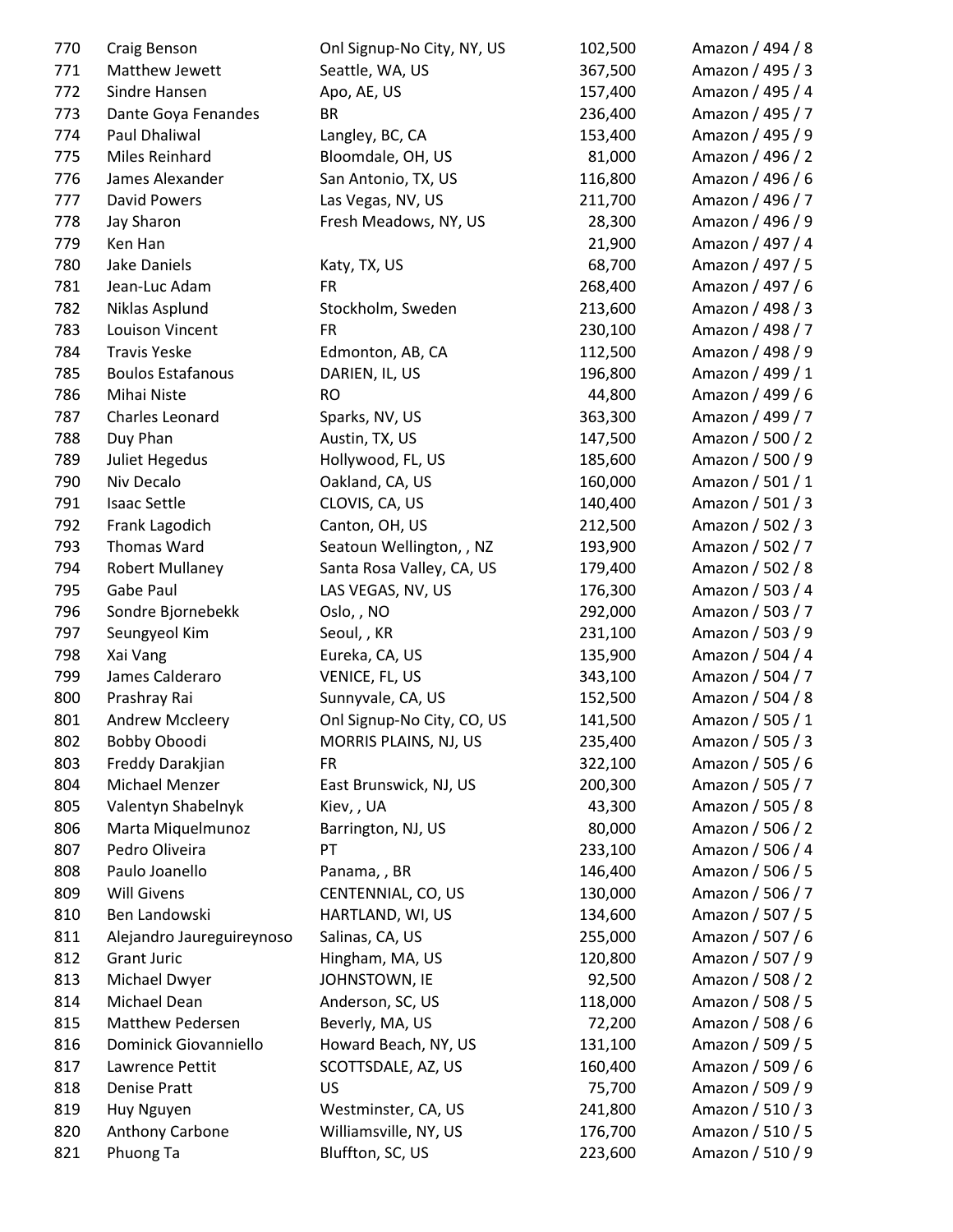| | | | | |
|---|---|---|---|---|
| 770 | Craig Benson | Onl Signup-No City, NY, US | 102,500 | Amazon / 494 / 8 |
| 771 | Matthew Jewett | Seattle, WA, US | 367,500 | Amazon / 495 / 3 |
| 772 | Sindre Hansen | Apo, AE, US | 157,400 | Amazon / 495 / 4 |
| 773 | Dante Goya Fenandes | BR | 236,400 | Amazon / 495 / 7 |
| 774 | Paul Dhaliwal | Langley, BC, CA | 153,400 | Amazon / 495 / 9 |
| 775 | Miles Reinhard | Bloomdale, OH, US | 81,000 | Amazon / 496 / 2 |
| 776 | James Alexander | San Antonio, TX, US | 116,800 | Amazon / 496 / 6 |
| 777 | David Powers | Las Vegas, NV, US | 211,700 | Amazon / 496 / 7 |
| 778 | Jay Sharon | Fresh Meadows, NY, US | 28,300 | Amazon / 496 / 9 |
| 779 | Ken Han | | 21,900 | Amazon / 497 / 4 |
| 780 | Jake Daniels | Katy, TX, US | 68,700 | Amazon / 497 / 5 |
| 781 | Jean-Luc Adam | FR | 268,400 | Amazon / 497 / 6 |
| 782 | Niklas Asplund | Stockholm, Sweden | 213,600 | Amazon / 498 / 3 |
| 783 | Louison Vincent | FR | 230,100 | Amazon / 498 / 7 |
| 784 | Travis Yeske | Edmonton, AB, CA | 112,500 | Amazon / 498 / 9 |
| 785 | Boulos Estafanous | DARIEN, IL, US | 196,800 | Amazon / 499 / 1 |
| 786 | Mihai Niste | RO | 44,800 | Amazon / 499 / 6 |
| 787 | Charles Leonard | Sparks, NV, US | 363,300 | Amazon / 499 / 7 |
| 788 | Duy Phan | Austin, TX, US | 147,500 | Amazon / 500 / 2 |
| 789 | Juliet Hegedus | Hollywood, FL, US | 185,600 | Amazon / 500 / 9 |
| 790 | Niv Decalo | Oakland, CA, US | 160,000 | Amazon / 501 / 1 |
| 791 | Isaac Settle | CLOVIS, CA, US | 140,400 | Amazon / 501 / 3 |
| 792 | Frank Lagodich | Canton, OH, US | 212,500 | Amazon / 502 / 3 |
| 793 | Thomas Ward | Seatoun Wellington, , NZ | 193,900 | Amazon / 502 / 7 |
| 794 | Robert Mullaney | Santa Rosa Valley, CA, US | 179,400 | Amazon / 502 / 8 |
| 795 | Gabe Paul | LAS VEGAS, NV, US | 176,300 | Amazon / 503 / 4 |
| 796 | Sondre Bjornebekk | Oslo, , NO | 292,000 | Amazon / 503 / 7 |
| 797 | Seungyeol Kim | Seoul, , KR | 231,100 | Amazon / 503 / 9 |
| 798 | Xai Vang | Eureka, CA, US | 135,900 | Amazon / 504 / 4 |
| 799 | James Calderaro | VENICE, FL, US | 343,100 | Amazon / 504 / 7 |
| 800 | Prashray Rai | Sunnyvale, CA, US | 152,500 | Amazon / 504 / 8 |
| 801 | Andrew Mccleery | Onl Signup-No City, CO, US | 141,500 | Amazon / 505 / 1 |
| 802 | Bobby Oboodi | MORRIS PLAINS, NJ, US | 235,400 | Amazon / 505 / 3 |
| 803 | Freddy Darakjian | FR | 322,100 | Amazon / 505 / 6 |
| 804 | Michael Menzer | East Brunswick, NJ, US | 200,300 | Amazon / 505 / 7 |
| 805 | Valentyn Shabelnyk | Kiev, , UA | 43,300 | Amazon / 505 / 8 |
| 806 | Marta Miquelmunoz | Barrington, NJ, US | 80,000 | Amazon / 506 / 2 |
| 807 | Pedro Oliveira | PT | 233,100 | Amazon / 506 / 4 |
| 808 | Paulo Joanello | Panama, , BR | 146,400 | Amazon / 506 / 5 |
| 809 | Will Givens | CENTENNIAL, CO, US | 130,000 | Amazon / 506 / 7 |
| 810 | Ben Landowski | HARTLAND, WI, US | 134,600 | Amazon / 507 / 5 |
| 811 | Alejandro Jaureguireynoso | Salinas, CA, US | 255,000 | Amazon / 507 / 6 |
| 812 | Grant Juric | Hingham, MA, US | 120,800 | Amazon / 507 / 9 |
| 813 | Michael Dwyer | JOHNSTOWN, IE | 92,500 | Amazon / 508 / 2 |
| 814 | Michael Dean | Anderson, SC, US | 118,000 | Amazon / 508 / 5 |
| 815 | Matthew Pedersen | Beverly, MA, US | 72,200 | Amazon / 508 / 6 |
| 816 | Dominick Giovanniello | Howard Beach, NY, US | 131,100 | Amazon / 509 / 5 |
| 817 | Lawrence Pettit | SCOTTSDALE, AZ, US | 160,400 | Amazon / 509 / 6 |
| 818 | Denise Pratt | US | 75,700 | Amazon / 509 / 9 |
| 819 | Huy Nguyen | Westminster, CA, US | 241,800 | Amazon / 510 / 3 |
| 820 | Anthony Carbone | Williamsville, NY, US | 176,700 | Amazon / 510 / 5 |
| 821 | Phuong Ta | Bluffton, SC, US | 223,600 | Amazon / 510 / 9 |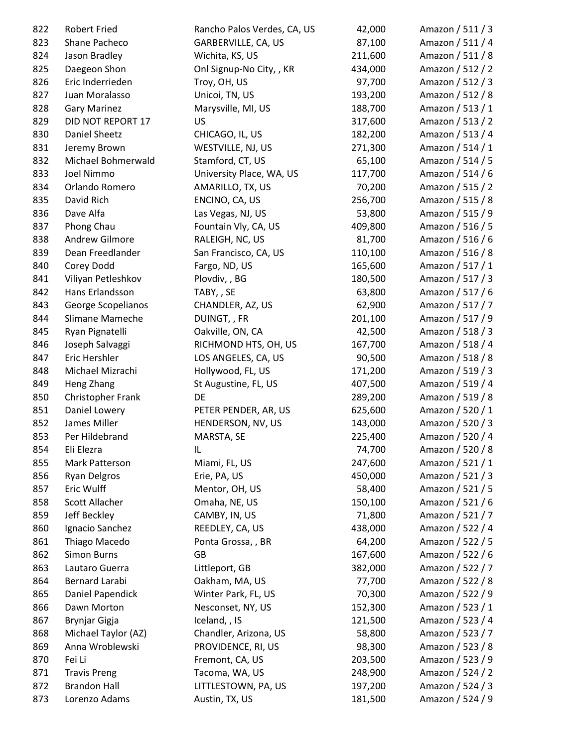| | | | | |
|---|---|---|---|---|
| 822 | Robert Fried | Rancho Palos Verdes, CA, US | 42,000 | Amazon / 511 / 3 |
| 823 | Shane Pacheco | GARBERVILLE, CA, US | 87,100 | Amazon / 511 / 4 |
| 824 | Jason Bradley | Wichita, KS, US | 211,600 | Amazon / 511 / 8 |
| 825 | Daegeon Shon | Onl Signup-No City, , KR | 434,000 | Amazon / 512 / 2 |
| 826 | Eric Inderrieden | Troy, OH, US | 97,700 | Amazon / 512 / 3 |
| 827 | Juan Moralasso | Unicoi, TN, US | 193,200 | Amazon / 512 / 8 |
| 828 | Gary Marinez | Marysville, MI, US | 188,700 | Amazon / 513 / 1 |
| 829 | DID NOT REPORT 17 | US | 317,600 | Amazon / 513 / 2 |
| 830 | Daniel Sheetz | CHICAGO, IL, US | 182,200 | Amazon / 513 / 4 |
| 831 | Jeremy Brown | WESTVILLE, NJ, US | 271,300 | Amazon / 514 / 1 |
| 832 | Michael Bohmerwald | Stamford, CT, US | 65,100 | Amazon / 514 / 5 |
| 833 | Joel Nimmo | University Place, WA, US | 117,700 | Amazon / 514 / 6 |
| 834 | Orlando Romero | AMARILLO, TX, US | 70,200 | Amazon / 515 / 2 |
| 835 | David Rich | ENCINO, CA, US | 256,700 | Amazon / 515 / 8 |
| 836 | Dave Alfa | Las Vegas, NJ, US | 53,800 | Amazon / 515 / 9 |
| 837 | Phong Chau | Fountain Vly, CA, US | 409,800 | Amazon / 516 / 5 |
| 838 | Andrew Gilmore | RALEIGH, NC, US | 81,700 | Amazon / 516 / 6 |
| 839 | Dean Freedlander | San Francisco, CA, US | 110,100 | Amazon / 516 / 8 |
| 840 | Corey Dodd | Fargo, ND, US | 165,600 | Amazon / 517 / 1 |
| 841 | Viliyan Petleshkov | Plovdiv, , BG | 180,500 | Amazon / 517 / 3 |
| 842 | Hans Erlandsson | TABY, , SE | 63,800 | Amazon / 517 / 6 |
| 843 | George Scopelianos | CHANDLER, AZ, US | 62,900 | Amazon / 517 / 7 |
| 844 | Slimane Mameche | DUINGT, , FR | 201,100 | Amazon / 517 / 9 |
| 845 | Ryan Pignatelli | Oakville, ON, CA | 42,500 | Amazon / 518 / 3 |
| 846 | Joseph Salvaggi | RICHMOND HTS, OH, US | 167,700 | Amazon / 518 / 4 |
| 847 | Eric Hershler | LOS ANGELES, CA, US | 90,500 | Amazon / 518 / 8 |
| 848 | Michael Mizrachi | Hollywood, FL, US | 171,200 | Amazon / 519 / 3 |
| 849 | Heng Zhang | St Augustine, FL, US | 407,500 | Amazon / 519 / 4 |
| 850 | Christopher Frank | DE | 289,200 | Amazon / 519 / 8 |
| 851 | Daniel Lowery | PETER PENDER, AR, US | 625,600 | Amazon / 520 / 1 |
| 852 | James Miller | HENDERSON, NV, US | 143,000 | Amazon / 520 / 3 |
| 853 | Per Hildebrand | MARSTA, SE | 225,400 | Amazon / 520 / 4 |
| 854 | Eli Elezra | IL | 74,700 | Amazon / 520 / 8 |
| 855 | Mark Patterson | Miami, FL, US | 247,600 | Amazon / 521 / 1 |
| 856 | Ryan Delgros | Erie, PA, US | 450,000 | Amazon / 521 / 3 |
| 857 | Eric Wulff | Mentor, OH, US | 58,400 | Amazon / 521 / 5 |
| 858 | Scott Allacher | Omaha, NE, US | 150,100 | Amazon / 521 / 6 |
| 859 | Jeff Beckley | CAMBY, IN, US | 71,800 | Amazon / 521 / 7 |
| 860 | Ignacio Sanchez | REEDLEY, CA, US | 438,000 | Amazon / 522 / 4 |
| 861 | Thiago Macedo | Ponta Grossa, , BR | 64,200 | Amazon / 522 / 5 |
| 862 | Simon Burns | GB | 167,600 | Amazon / 522 / 6 |
| 863 | Lautaro Guerra | Littleport, GB | 382,000 | Amazon / 522 / 7 |
| 864 | Bernard Larabi | Oakham, MA, US | 77,700 | Amazon / 522 / 8 |
| 865 | Daniel Papendick | Winter Park, FL, US | 70,300 | Amazon / 522 / 9 |
| 866 | Dawn Morton | Nesconset, NY, US | 152,300 | Amazon / 523 / 1 |
| 867 | Brynjar Gigja | Iceland, , IS | 121,500 | Amazon / 523 / 4 |
| 868 | Michael Taylor (AZ) | Chandler, Arizona, US | 58,800 | Amazon / 523 / 7 |
| 869 | Anna Wroblewski | PROVIDENCE, RI, US | 98,300 | Amazon / 523 / 8 |
| 870 | Fei Li | Fremont, CA, US | 203,500 | Amazon / 523 / 9 |
| 871 | Travis Preng | Tacoma, WA, US | 248,900 | Amazon / 524 / 2 |
| 872 | Brandon Hall | LITTLESTOWN, PA, US | 197,200 | Amazon / 524 / 3 |
| 873 | Lorenzo Adams | Austin, TX, US | 181,500 | Amazon / 524 / 9 |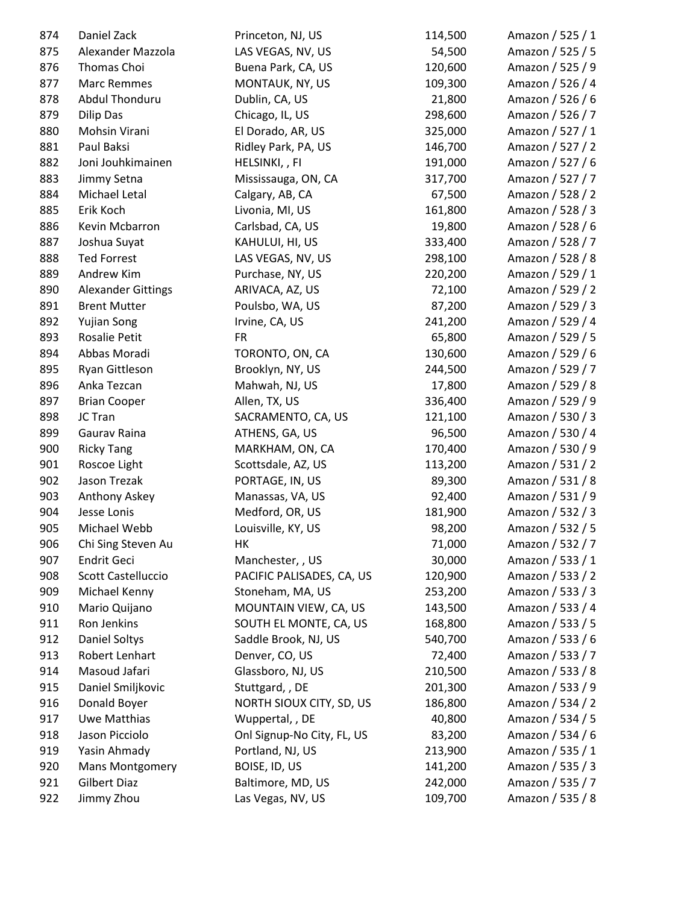| | | | | |
|---|---|---|---|---|
| 874 | Daniel Zack | Princeton, NJ, US | 114,500 | Amazon / 525 / 1 |
| 875 | Alexander Mazzola | LAS VEGAS, NV, US | 54,500 | Amazon / 525 / 5 |
| 876 | Thomas Choi | Buena Park, CA, US | 120,600 | Amazon / 525 / 9 |
| 877 | Marc Remmes | MONTAUK, NY, US | 109,300 | Amazon / 526 / 4 |
| 878 | Abdul Thonduru | Dublin, CA, US | 21,800 | Amazon / 526 / 6 |
| 879 | Dilip Das | Chicago, IL, US | 298,600 | Amazon / 526 / 7 |
| 880 | Mohsin Virani | El Dorado, AR, US | 325,000 | Amazon / 527 / 1 |
| 881 | Paul Baksi | Ridley Park, PA, US | 146,700 | Amazon / 527 / 2 |
| 882 | Joni Jouhkimainen | HELSINKI, , FI | 191,000 | Amazon / 527 / 6 |
| 883 | Jimmy Setna | Mississauga, ON, CA | 317,700 | Amazon / 527 / 7 |
| 884 | Michael Letal | Calgary, AB, CA | 67,500 | Amazon / 528 / 2 |
| 885 | Erik Koch | Livonia, MI, US | 161,800 | Amazon / 528 / 3 |
| 886 | Kevin Mcbarron | Carlsbad, CA, US | 19,800 | Amazon / 528 / 6 |
| 887 | Joshua Suyat | KAHULUI, HI, US | 333,400 | Amazon / 528 / 7 |
| 888 | Ted Forrest | LAS VEGAS, NV, US | 298,100 | Amazon / 528 / 8 |
| 889 | Andrew Kim | Purchase, NY, US | 220,200 | Amazon / 529 / 1 |
| 890 | Alexander Gittings | ARIVACA, AZ, US | 72,100 | Amazon / 529 / 2 |
| 891 | Brent Mutter | Poulsbo, WA, US | 87,200 | Amazon / 529 / 3 |
| 892 | Yujian Song | Irvine, CA, US | 241,200 | Amazon / 529 / 4 |
| 893 | Rosalie Petit | FR | 65,800 | Amazon / 529 / 5 |
| 894 | Abbas Moradi | TORONTO, ON, CA | 130,600 | Amazon / 529 / 6 |
| 895 | Ryan Gittleson | Brooklyn, NY, US | 244,500 | Amazon / 529 / 7 |
| 896 | Anka Tezcan | Mahwah, NJ, US | 17,800 | Amazon / 529 / 8 |
| 897 | Brian Cooper | Allen, TX, US | 336,400 | Amazon / 529 / 9 |
| 898 | JC Tran | SACRAMENTO, CA, US | 121,100 | Amazon / 530 / 3 |
| 899 | Gaurav Raina | ATHENS, GA, US | 96,500 | Amazon / 530 / 4 |
| 900 | Ricky Tang | MARKHAM, ON, CA | 170,400 | Amazon / 530 / 9 |
| 901 | Roscoe Light | Scottsdale, AZ, US | 113,200 | Amazon / 531 / 2 |
| 902 | Jason Trezak | PORTAGE, IN, US | 89,300 | Amazon / 531 / 8 |
| 903 | Anthony Askey | Manassas, VA, US | 92,400 | Amazon / 531 / 9 |
| 904 | Jesse Lonis | Medford, OR, US | 181,900 | Amazon / 532 / 3 |
| 905 | Michael Webb | Louisville, KY, US | 98,200 | Amazon / 532 / 5 |
| 906 | Chi Sing Steven Au | HK | 71,000 | Amazon / 532 / 7 |
| 907 | Endrit Geci | Manchester, , US | 30,000 | Amazon / 533 / 1 |
| 908 | Scott Castelluccio | PACIFIC PALISADES, CA, US | 120,900 | Amazon / 533 / 2 |
| 909 | Michael Kenny | Stoneham, MA, US | 253,200 | Amazon / 533 / 3 |
| 910 | Mario Quijano | MOUNTAIN VIEW, CA, US | 143,500 | Amazon / 533 / 4 |
| 911 | Ron Jenkins | SOUTH EL MONTE, CA, US | 168,800 | Amazon / 533 / 5 |
| 912 | Daniel Soltys | Saddle Brook, NJ, US | 540,700 | Amazon / 533 / 6 |
| 913 | Robert Lenhart | Denver, CO, US | 72,400 | Amazon / 533 / 7 |
| 914 | Masoud Jafari | Glassboro, NJ, US | 210,500 | Amazon / 533 / 8 |
| 915 | Daniel Smiljkovic | Stuttgard, , DE | 201,300 | Amazon / 533 / 9 |
| 916 | Donald Boyer | NORTH SIOUX CITY, SD, US | 186,800 | Amazon / 534 / 2 |
| 917 | Uwe Matthias | Wuppertal, , DE | 40,800 | Amazon / 534 / 5 |
| 918 | Jason Picciolo | Onl Signup-No City, FL, US | 83,200 | Amazon / 534 / 6 |
| 919 | Yasin Ahmady | Portland, NJ, US | 213,900 | Amazon / 535 / 1 |
| 920 | Mans Montgomery | BOISE, ID, US | 141,200 | Amazon / 535 / 3 |
| 921 | Gilbert Diaz | Baltimore, MD, US | 242,000 | Amazon / 535 / 7 |
| 922 | Jimmy Zhou | Las Vegas, NV, US | 109,700 | Amazon / 535 / 8 |